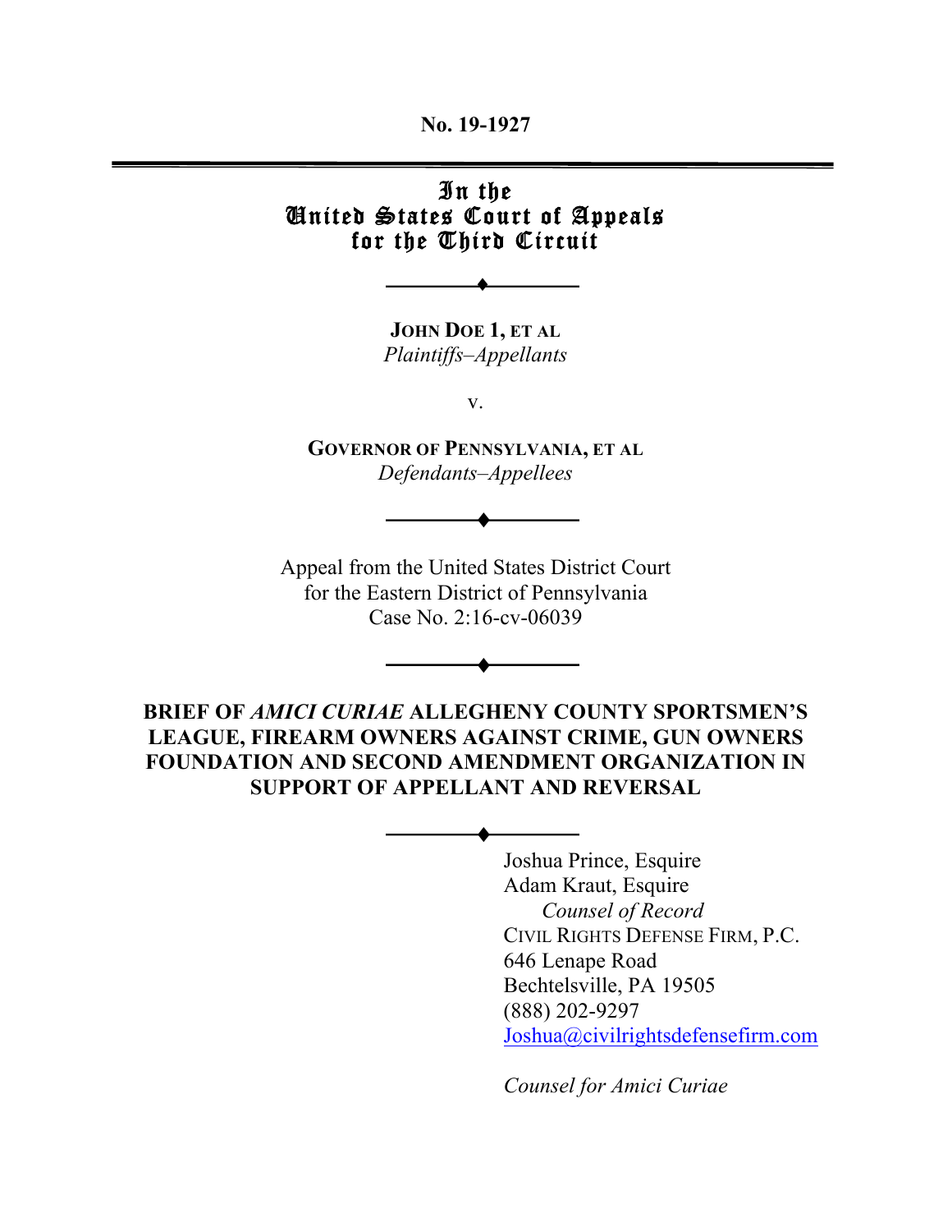No. 19-1927

# In the United States Court of Appeals for the Third Circuit

**JOHN DOE 1, ET AL**
*Plaintiffs–Appellants*

v.

**GOVERNOR OF PENNSYLVANIA, ET AL**
*Defendants–Appellees*

Appeal from the United States District Court
for the Eastern District of Pennsylvania
Case No. 2:16-cv-06039

## BRIEF OF *AMICI CURIAE* ALLEGHENY COUNTY SPORTSMEN'S LEAGUE, FIREARM OWNERS AGAINST CRIME, GUN OWNERS FOUNDATION AND SECOND AMENDMENT ORGANIZATION IN SUPPORT OF APPELLANT AND REVERSAL

Joshua Prince, Esquire
Adam Kraut, Esquire
*Counsel of Record*
CIVIL RIGHTS DEFENSE FIRM, P.C.
646 Lenape Road
Bechtelsville, PA 19505
(888) 202-9297
Joshua@civilrightsdefensefirm.com

*Counsel for Amici Curiae*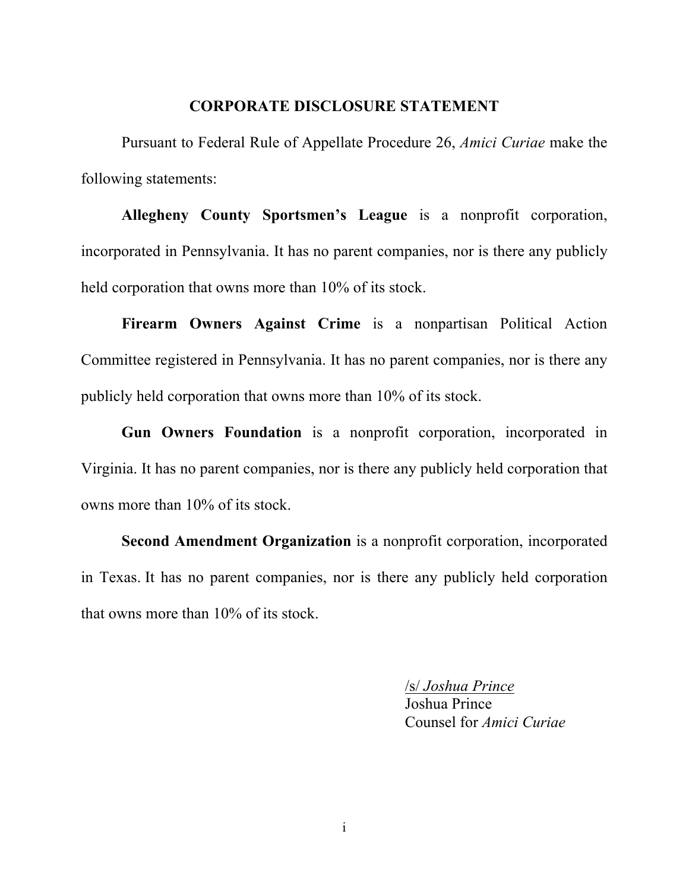## CORPORATE DISCLOSURE STATEMENT

Pursuant to Federal Rule of Appellate Procedure 26, *Amici Curiae* make the following statements:

**Allegheny County Sportsmen's League** is a nonprofit corporation, incorporated in Pennsylvania. It has no parent companies, nor is there any publicly held corporation that owns more than 10% of its stock.

**Firearm Owners Against Crime** is a nonpartisan Political Action Committee registered in Pennsylvania. It has no parent companies, nor is there any publicly held corporation that owns more than 10% of its stock.

**Gun Owners Foundation** is a nonprofit corporation, incorporated in Virginia. It has no parent companies, nor is there any publicly held corporation that owns more than 10% of its stock.

**Second Amendment Organization** is a nonprofit corporation, incorporated in Texas. It has no parent companies, nor is there any publicly held corporation that owns more than 10% of its stock.

/s/ *Joshua Prince*
Joshua Prince
Counsel for *Amici Curiae*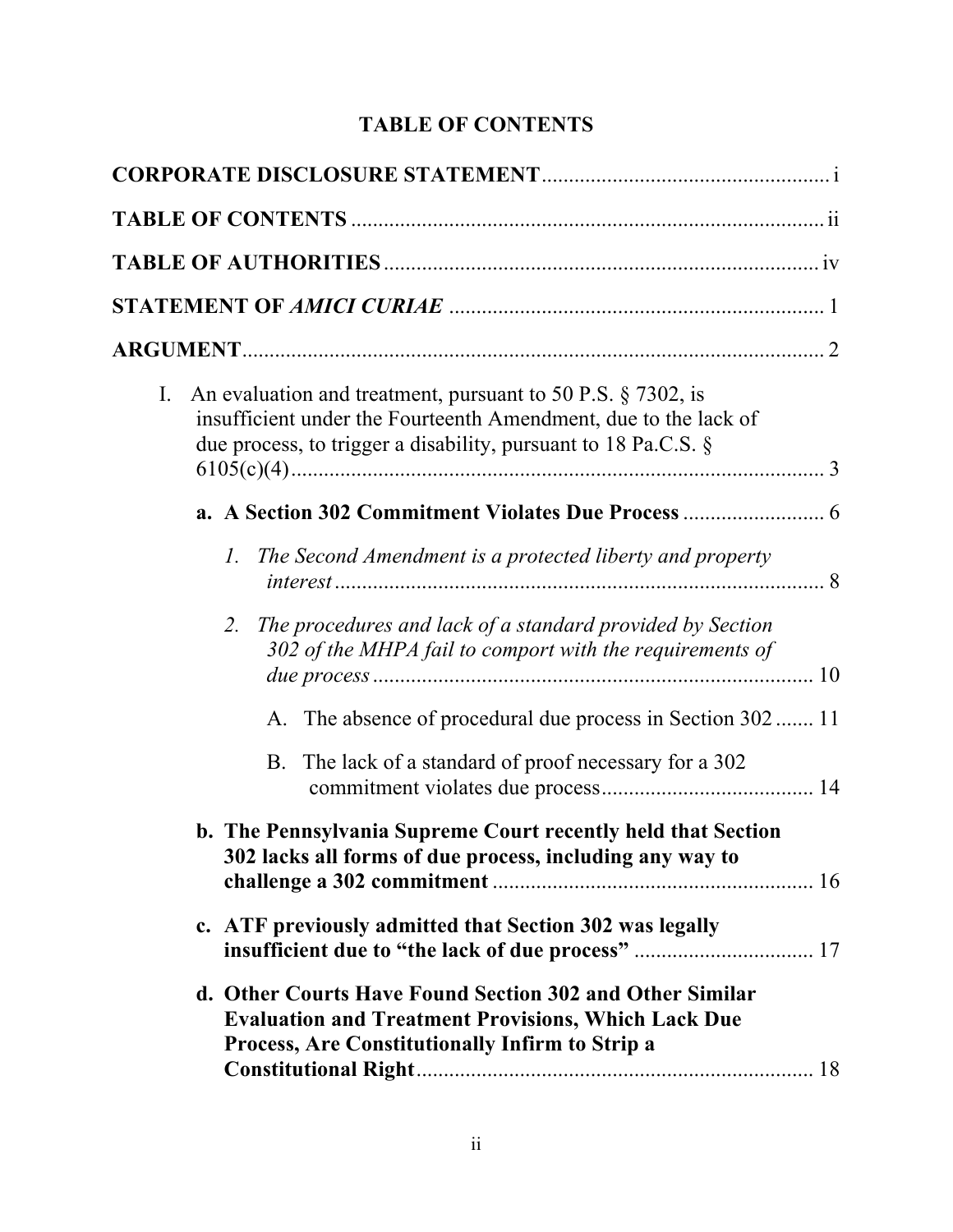## TABLE OF CONTENTS

**CORPORATE DISCLOSURE STATEMENT** ..................................................... i

**TABLE OF CONTENTS** ....................................................................................... ii

**TABLE OF AUTHORITIES** ................................................................................ iv

**STATEMENT OF *AMICI CURIAE*** ..................................................................... 1

**ARGUMENT** ........................................................................................................... 2

I. An evaluation and treatment, pursuant to 50 P.S. § 7302, is insufficient under the Fourteenth Amendment, due to the lack of due process, to trigger a disability, pursuant to 18 Pa.C.S. § 6105(c)(4) ................................................................................................... 3

- **a. A Section 302 Commitment Violates Due Process** .......................... 6
  - *1. The Second Amendment is a protected liberty and property interest* ........................................................................................... 8
  - *2. The procedures and lack of a standard provided by Section 302 of the MHPA fail to comport with the requirements of due process* ................................................................................. 10
    - A. The absence of procedural due process in Section 302 ....... 11
    - B. The lack of a standard of proof necessary for a 302 commitment violates due process ....................................... 14
- **b. The Pennsylvania Supreme Court recently held that Section 302 lacks all forms of due process, including any way to challenge a 302 commitment** ........................................................... 16
- **c. ATF previously admitted that Section 302 was legally insufficient due to "the lack of due process"** ................................. 17
- **d. Other Courts Have Found Section 302 and Other Similar Evaluation and Treatment Provisions, Which Lack Due Process, Are Constitutionally Infirm to Strip a Constitutional Right** ......................................................................... 18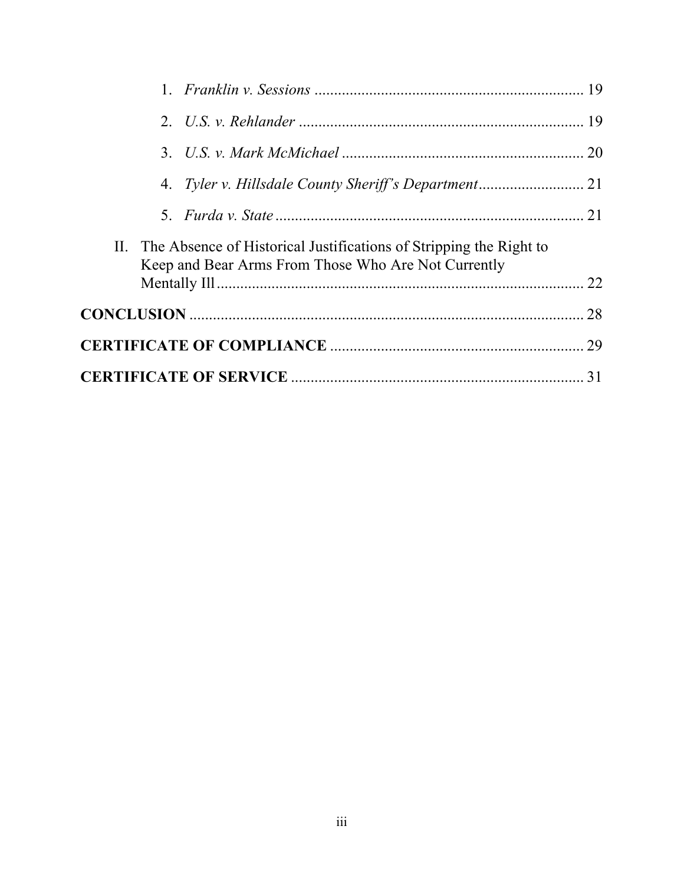1. *Franklin v. Sessions* .................................................................... 19
2. *U.S. v. Rehlander* ........................................................................ 19
3. *U.S. v. Mark McMichael* .............................................................. 20
4. *Tyler v. Hillsdale County Sheriff's Department*........................... 21
5. *Furda v. State* ............................................................................... 21

II. The Absence of Historical Justifications of Stripping the Right to Keep and Bear Arms From Those Who Are Not Currently Mentally Ill ............................................................................................. 22

**CONCLUSION** .................................................................................................... 28

**CERTIFICATE OF COMPLIANCE** ................................................................. 29

**CERTIFICATE OF SERVICE** ........................................................................... 31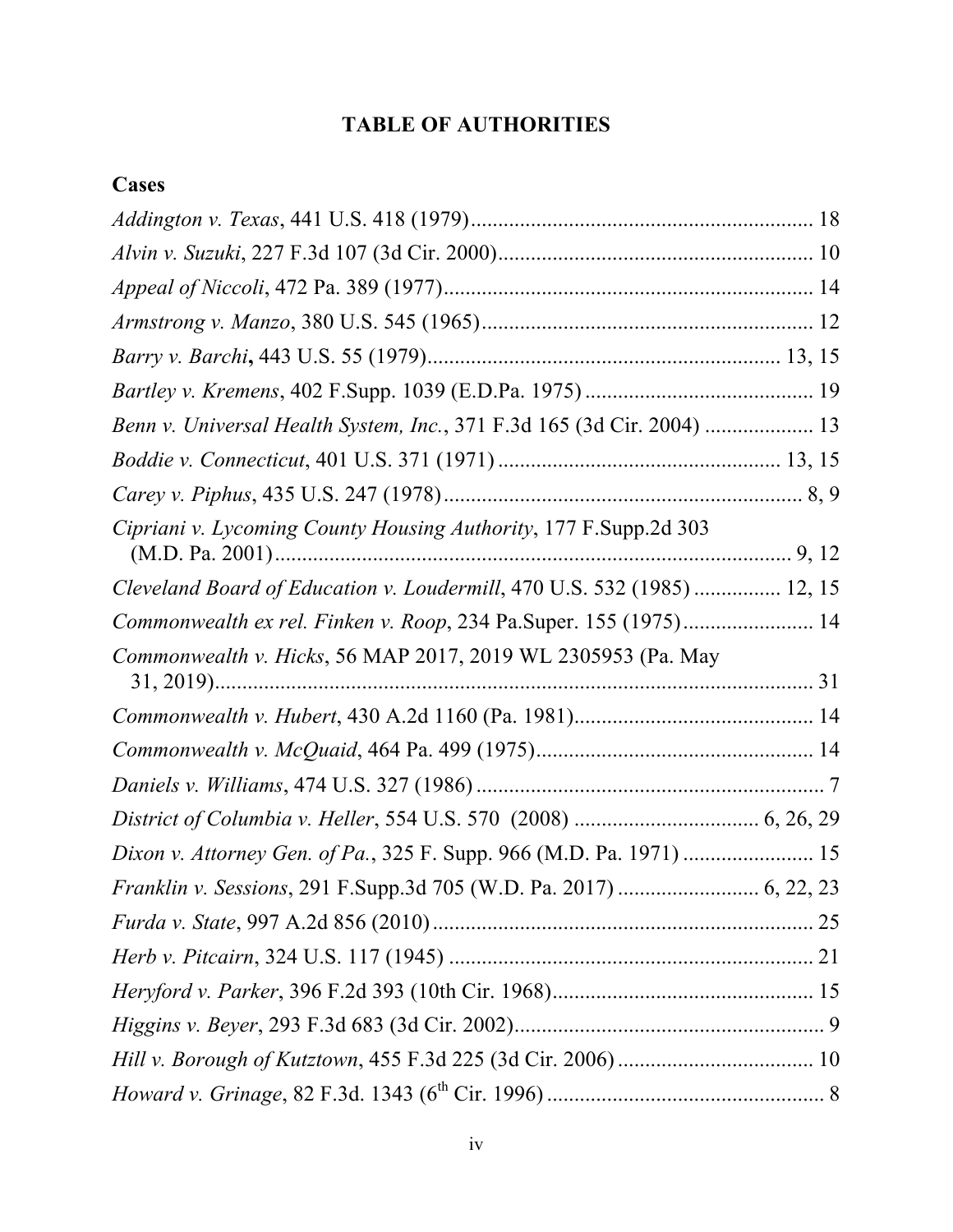# TABLE OF AUTHORITIES

## Cases

*Addington v. Texas*, 441 U.S. 418 (1979) ........................................................... 18

*Alvin v. Suzuki*, 227 F.3d 107 (3d Cir. 2000) ....................................................... 10

*Appeal of Niccoli*, 472 Pa. 389 (1977) ................................................................. 14

*Armstrong v. Manzo*, 380 U.S. 545 (1965) ........................................................... 12

*Barry v. Barchi***,** 443 U.S. 55 (1979) ............................................................ 13, 15

*Bartley v. Kremens*, 402 F.Supp. 1039 (E.D.Pa. 1975) ......................................... 19

*Benn v. Universal Health System, Inc.*, 371 F.3d 165 (3d Cir. 2004) ................... 13

*Boddie v. Connecticut*, 401 U.S. 371 (1971) .................................................. 13, 15

*Carey v. Piphus*, 435 U.S. 247 (1978) ................................................................ 8, 9

*Cipriani v. Lycoming County Housing Authority*, 177 F.Supp.2d 303 (M.D. Pa. 2001) ............................................................................................. 9, 12

*Cleveland Board of Education v. Loudermill*, 470 U.S. 532 (1985) ................ 12, 15

*Commonwealth ex rel. Finken v. Roop*, 234 Pa.Super. 155 (1975) ........................ 14

*Commonwealth v. Hicks*, 56 MAP 2017, 2019 WL 2305953 (Pa. May 31, 2019) ............................................................................................................ 31

*Commonwealth v. Hubert*, 430 A.2d 1160 (Pa. 1981) ............................................ 14

*Commonwealth v. McQuaid*, 464 Pa. 499 (1975) ................................................... 14

*Daniels v. Williams*, 474 U.S. 327 (1986) ................................................................ 7

*District of Columbia v. Heller*, 554 U.S. 570 (2008) .................................. 6, 26, 29

*Dixon v. Attorney Gen. of Pa.*, 325 F. Supp. 966 (M.D. Pa. 1971) ........................ 15

*Franklin v. Sessions*, 291 F.Supp.3d 705 (W.D. Pa. 2017) .......................... 6, 22, 23

*Furda v. State*, 997 A.2d 856 (2010) ...................................................................... 25

*Herb v. Pitcairn*, 324 U.S. 117 (1945) ................................................................... 21

*Heryford v. Parker*, 396 F.2d 393 (10th Cir. 1968) ................................................ 15

*Higgins v. Beyer*, 293 F.3d 683 (3d Cir. 2002) ......................................................... 9

*Hill v. Borough of Kutztown*, 455 F.3d 225 (3d Cir. 2006) .................................... 10

*Howard v. Grinage*, 82 F.3d. 1343 (6th Cir. 1996) .................................................... 8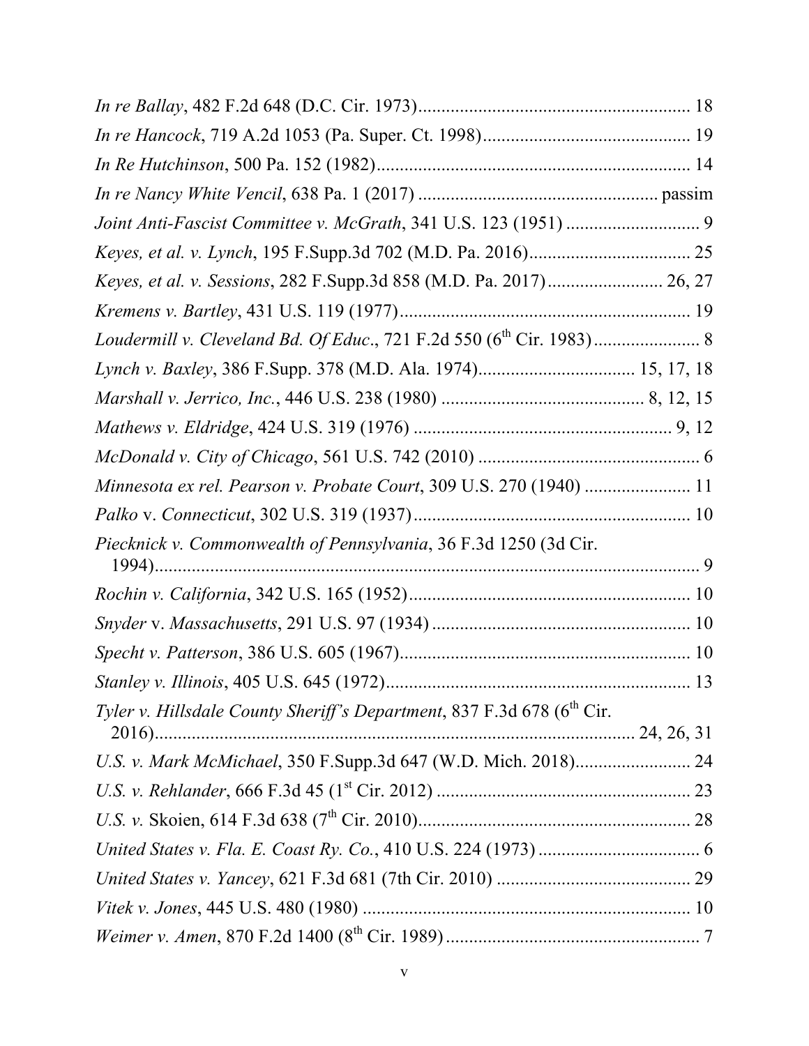*In re Ballay*, 482 F.2d 648 (D.C. Cir. 1973) .......... 18

*In re Hancock*, 719 A.2d 1053 (Pa. Super. Ct. 1998) .......... 19

*In Re Hutchinson*, 500 Pa. 152 (1982) .......... 14

*In re Nancy White Vencil*, 638 Pa. 1 (2017) .......... passim

*Joint Anti-Fascist Committee v. McGrath*, 341 U.S. 123 (1951) .......... 9

*Keyes, et al. v. Lynch*, 195 F.Supp.3d 702 (M.D. Pa. 2016) .......... 25

*Keyes, et al. v. Sessions*, 282 F.Supp.3d 858 (M.D. Pa. 2017) .......... 26, 27

*Kremens v. Bartley*, 431 U.S. 119 (1977) .......... 19

*Loudermill v. Cleveland Bd. Of Educ.*, 721 F.2d 550 (6th Cir. 1983) .......... 8

*Lynch v. Baxley*, 386 F.Supp. 378 (M.D. Ala. 1974) .......... 15, 17, 18

*Marshall v. Jerrico, Inc.*, 446 U.S. 238 (1980) .......... 8, 12, 15

*Mathews v. Eldridge*, 424 U.S. 319 (1976) .......... 9, 12

*McDonald v. City of Chicago*, 561 U.S. 742 (2010) .......... 6

*Minnesota ex rel. Pearson v. Probate Court*, 309 U.S. 270 (1940) .......... 11

*Palko* v. *Connecticut*, 302 U.S. 319 (1937) .......... 10

*Piecknick v. Commonwealth of Pennsylvania*, 36 F.3d 1250 (3d Cir. 1994) .......... 9

*Rochin v. California*, 342 U.S. 165 (1952) .......... 10

*Snyder* v. *Massachusetts*, 291 U.S. 97 (1934) .......... 10

*Specht v. Patterson*, 386 U.S. 605 (1967) .......... 10

*Stanley v. Illinois*, 405 U.S. 645 (1972) .......... 13

*Tyler v. Hillsdale County Sheriff's Department*, 837 F.3d 678 (6th Cir. 2016) .......... 24, 26, 31

*U.S. v. Mark McMichael*, 350 F.Supp.3d 647 (W.D. Mich. 2018) .......... 24

*U.S. v. Rehlander*, 666 F.3d 45 (1st Cir. 2012) .......... 23

*U.S. v.* Skoien, 614 F.3d 638 (7th Cir. 2010) .......... 28

*United States v. Fla. E. Coast Ry. Co.*, 410 U.S. 224 (1973) .......... 6

*United States v. Yancey*, 621 F.3d 681 (7th Cir. 2010) .......... 29

*Vitek v. Jones*, 445 U.S. 480 (1980) .......... 10

*Weimer v. Amen*, 870 F.2d 1400 (8th Cir. 1989) .......... 7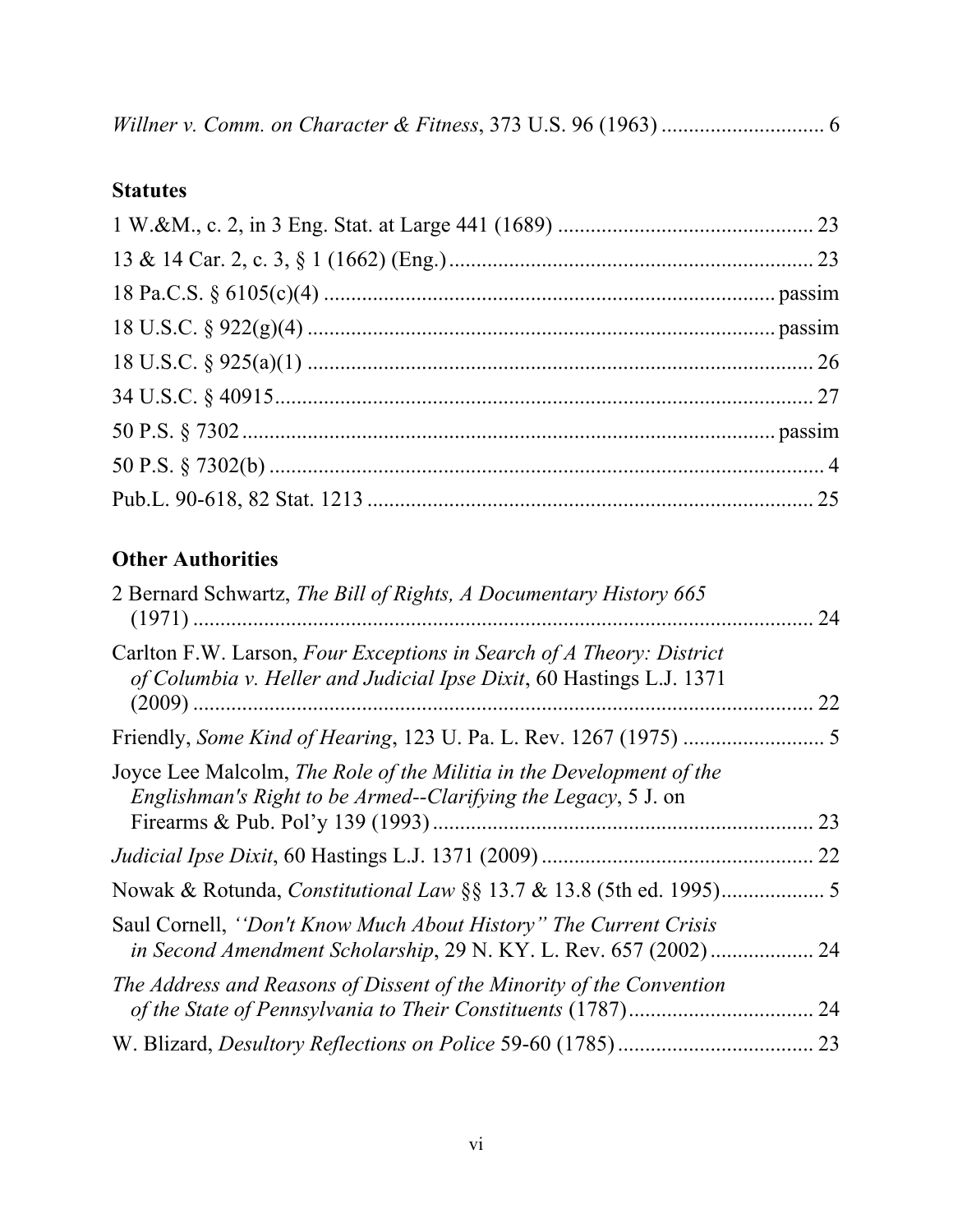*Willner v. Comm. on Character & Fitness*, 373 U.S. 96 (1963) .............................. 6

**Statutes**

1 W.&M., c. 2, in 3 Eng. Stat. at Large 441 (1689) ............................................... 23

13 & 14 Car. 2, c. 3, § 1 (1662) (Eng.) ................................................................... 23

18 Pa.C.S. § 6105(c)(4) ................................................................................... passim

18 U.S.C. § 922(g)(4) ....................................................................................... passim

18 U.S.C. § 925(a)(1) ............................................................................................. 26

34 U.S.C. § 40915 .................................................................................................... 27

50 P.S. § 7302 .................................................................................................. passim

50 P.S. § 7302(b) ....................................................................................................... 4

Pub.L. 90-618, 82 Stat. 1213 ................................................................................. 25

**Other Authorities**

2 Bernard Schwartz, *The Bill of Rights, A Documentary History 665* (1971) .................................................................................................... 24

Carlton F.W. Larson, *Four Exceptions in Search of A Theory: District of Columbia v. Heller and Judicial Ipse Dixit*, 60 Hastings L.J. 1371 (2009) .................................................................................................... 22

Friendly, *Some Kind of Hearing*, 123 U. Pa. L. Rev. 1267 (1975) .......................... 5

Joyce Lee Malcolm, *The Role of the Militia in the Development of the Englishman's Right to be Armed--Clarifying the Legacy*, 5 J. on Firearms & Pub. Pol'y 139 (1993) ...................................................................... 23

*Judicial Ipse Dixit*, 60 Hastings L.J. 1371 (2009) .................................................. 22

Nowak & Rotunda, *Constitutional Law* §§ 13.7 & 13.8 (5th ed. 1995) ................... 5

Saul Cornell, *''Don't Know Much About History" The Current Crisis in Second Amendment Scholarship*, 29 N. KY. L. Rev. 657 (2002) ................... 24

*The Address and Reasons of Dissent of the Minority of the Convention of the State of Pennsylvania to Their Constituents* (1787) .................................. 24

W. Blizard, *Desultory Reflections on Police* 59-60 (1785) .................................... 23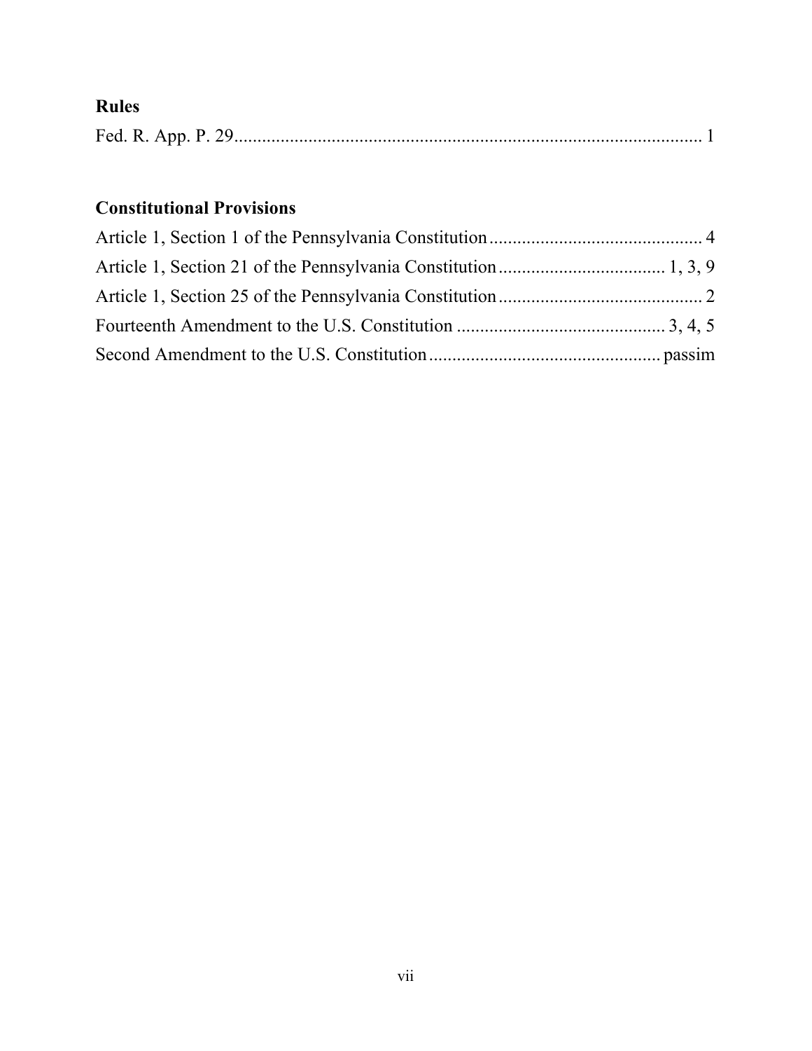**Rules**

Fed. R. App. P. 29 ..................................................................................................... 1

**Constitutional Provisions**

Article 1, Section 1 of the Pennsylvania Constitution ............................................. 4

Article 1, Section 21 of the Pennsylvania Constitution ................................... 1, 3, 9

Article 1, Section 25 of the Pennsylvania Constitution ............................................ 2

Fourteenth Amendment to the U.S. Constitution ............................................ 3, 4, 5

Second Amendment to the U.S. Constitution ................................................. passim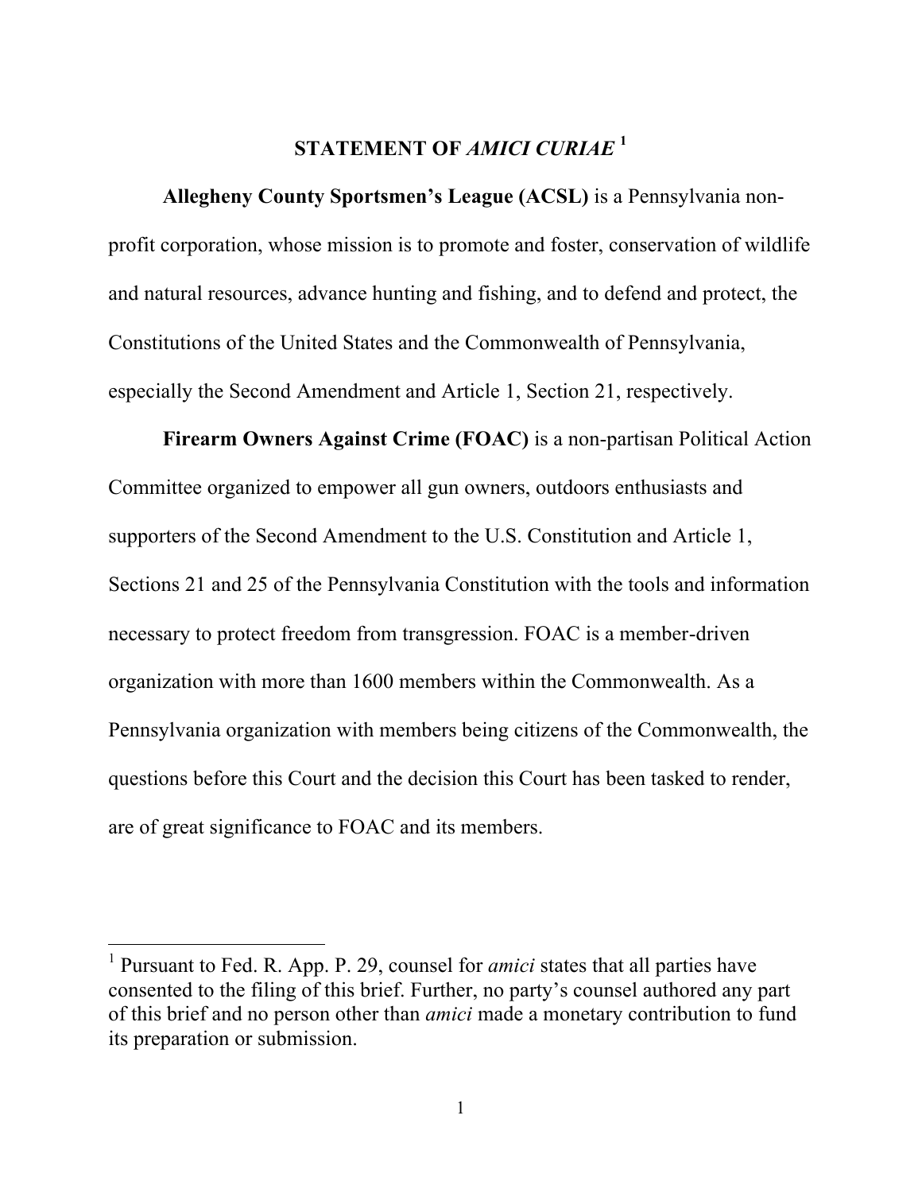## STATEMENT OF *AMICI CURIAE* [1]

**Allegheny County Sportsmen's League (ACSL)** is a Pennsylvania non-profit corporation, whose mission is to promote and foster, conservation of wildlife and natural resources, advance hunting and fishing, and to defend and protect, the Constitutions of the United States and the Commonwealth of Pennsylvania, especially the Second Amendment and Article 1, Section 21, respectively.

**Firearm Owners Against Crime (FOAC)** is a non-partisan Political Action Committee organized to empower all gun owners, outdoors enthusiasts and supporters of the Second Amendment to the U.S. Constitution and Article 1, Sections 21 and 25 of the Pennsylvania Constitution with the tools and information necessary to protect freedom from transgression. FOAC is a member-driven organization with more than 1600 members within the Commonwealth. As a Pennsylvania organization with members being citizens of the Commonwealth, the questions before this Court and the decision this Court has been tasked to render, are of great significance to FOAC and its members.

---

[1] Pursuant to Fed. R. App. P. 29, counsel for *amici* states that all parties have consented to the filing of this brief. Further, no party's counsel authored any part of this brief and no person other than *amici* made a monetary contribution to fund its preparation or submission.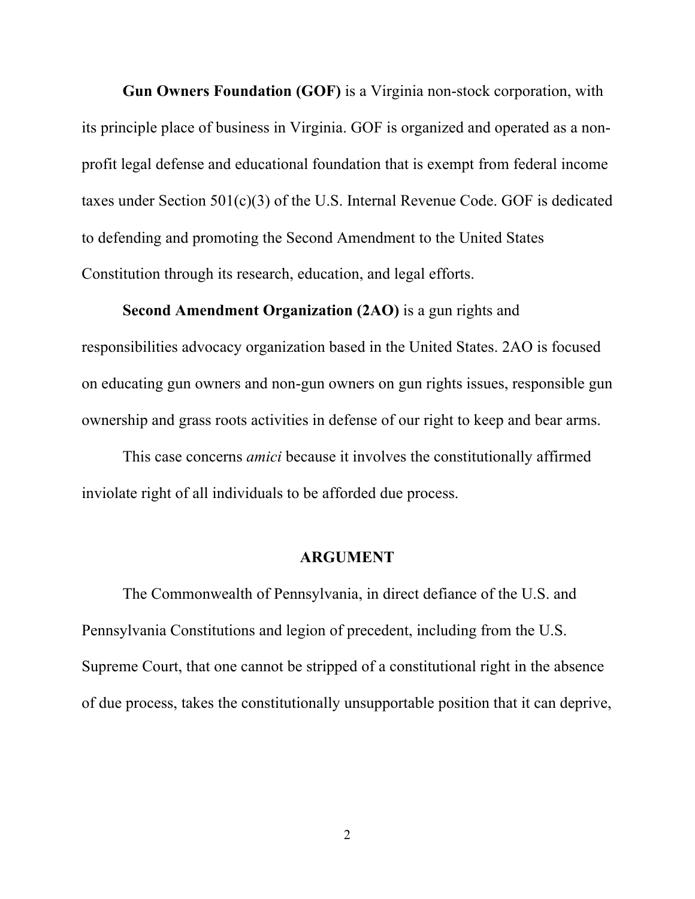**Gun Owners Foundation (GOF)** is a Virginia non-stock corporation, with its principle place of business in Virginia. GOF is organized and operated as a non-profit legal defense and educational foundation that is exempt from federal income taxes under Section 501(c)(3) of the U.S. Internal Revenue Code. GOF is dedicated to defending and promoting the Second Amendment to the United States Constitution through its research, education, and legal efforts.

**Second Amendment Organization (2AO)** is a gun rights and responsibilities advocacy organization based in the United States. 2AO is focused on educating gun owners and non-gun owners on gun rights issues, responsible gun ownership and grass roots activities in defense of our right to keep and bear arms.

This case concerns *amici* because it involves the constitutionally affirmed inviolate right of all individuals to be afforded due process.

## ARGUMENT

The Commonwealth of Pennsylvania, in direct defiance of the U.S. and Pennsylvania Constitutions and legion of precedent, including from the U.S. Supreme Court, that one cannot be stripped of a constitutional right in the absence of due process, takes the constitutionally unsupportable position that it can deprive,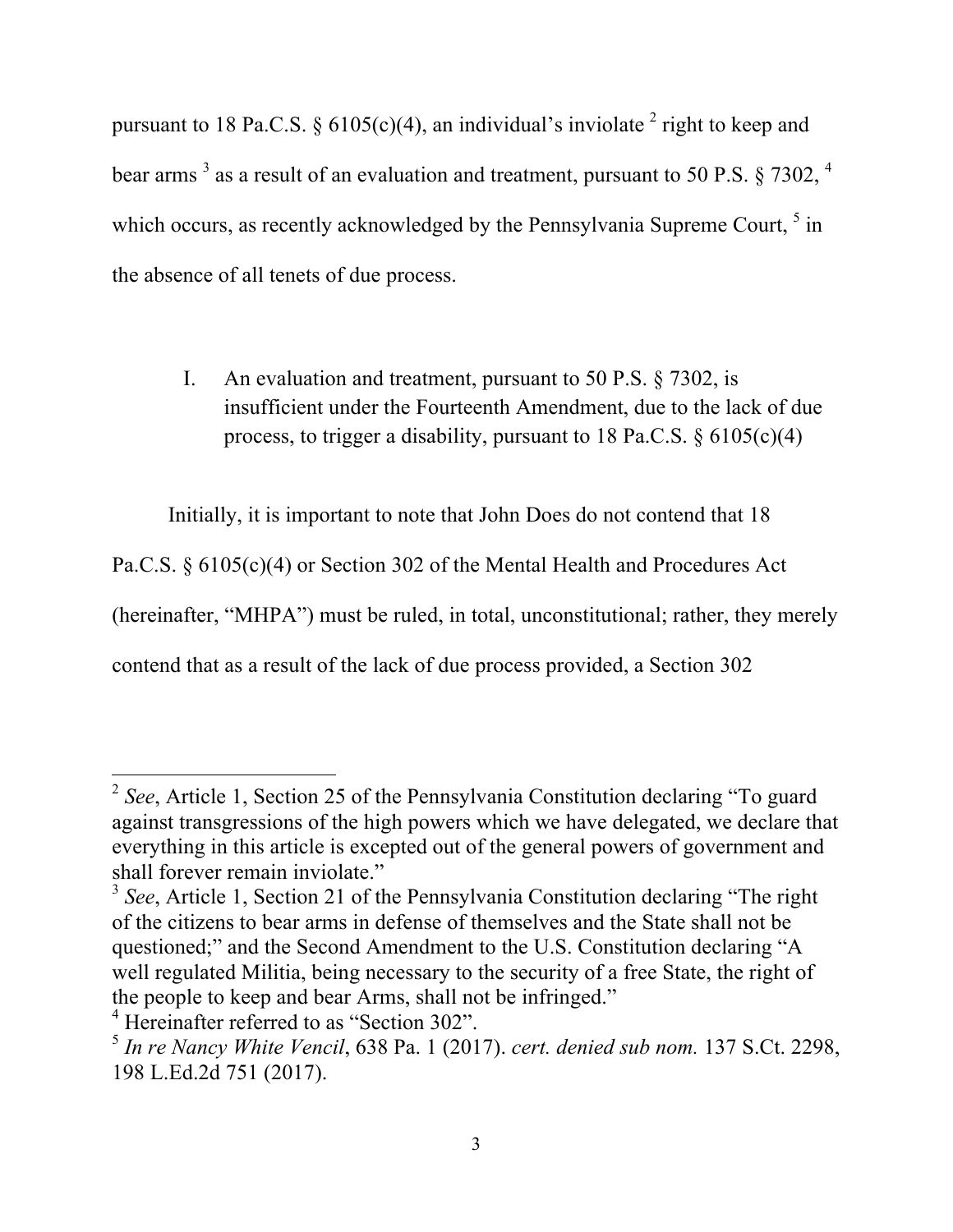pursuant to 18 Pa.C.S. § 6105(c)(4), an individual's inviolate [2] right to keep and bear arms [3] as a result of an evaluation and treatment, pursuant to 50 P.S. § 7302, [4] which occurs, as recently acknowledged by the Pennsylvania Supreme Court, [5] in the absence of all tenets of due process.

## I. An evaluation and treatment, pursuant to 50 P.S. § 7302, is insufficient under the Fourteenth Amendment, due to the lack of due process, to trigger a disability, pursuant to 18 Pa.C.S. § 6105(c)(4)

Initially, it is important to note that John Does do not contend that 18 Pa.C.S. § 6105(c)(4) or Section 302 of the Mental Health and Procedures Act (hereinafter, "MHPA") must be ruled, in total, unconstitutional; rather, they merely contend that as a result of the lack of due process provided, a Section 302

---

[2] *See*, Article 1, Section 25 of the Pennsylvania Constitution declaring "To guard against transgressions of the high powers which we have delegated, we declare that everything in this article is excepted out of the general powers of government and shall forever remain inviolate."

[3] *See*, Article 1, Section 21 of the Pennsylvania Constitution declaring "The right of the citizens to bear arms in defense of themselves and the State shall not be questioned;" and the Second Amendment to the U.S. Constitution declaring "A well regulated Militia, being necessary to the security of a free State, the right of the people to keep and bear Arms, shall not be infringed."

[4] Hereinafter referred to as "Section 302".

[5] *In re Nancy White Vencil*, 638 Pa. 1 (2017). *cert. denied sub nom.* 137 S.Ct. 2298, 198 L.Ed.2d 751 (2017).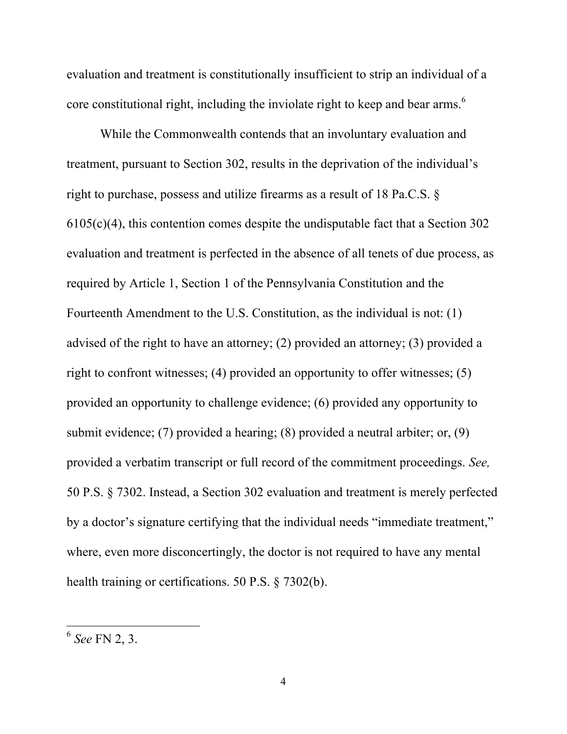evaluation and treatment is constitutionally insufficient to strip an individual of a core constitutional right, including the inviolate right to keep and bear arms.[6]

While the Commonwealth contends that an involuntary evaluation and treatment, pursuant to Section 302, results in the deprivation of the individual's right to purchase, possess and utilize firearms as a result of 18 Pa.C.S. § 6105(c)(4), this contention comes despite the undisputable fact that a Section 302 evaluation and treatment is perfected in the absence of all tenets of due process, as required by Article 1, Section 1 of the Pennsylvania Constitution and the Fourteenth Amendment to the U.S. Constitution, as the individual is not: (1) advised of the right to have an attorney; (2) provided an attorney; (3) provided a right to confront witnesses; (4) provided an opportunity to offer witnesses; (5) provided an opportunity to challenge evidence; (6) provided any opportunity to submit evidence; (7) provided a hearing; (8) provided a neutral arbiter; or, (9) provided a verbatim transcript or full record of the commitment proceedings. *See,* 50 P.S. § 7302. Instead, a Section 302 evaluation and treatment is merely perfected by a doctor's signature certifying that the individual needs "immediate treatment," where, even more disconcertingly, the doctor is not required to have any mental health training or certifications. 50 P.S. § 7302(b).

---

[6] *See* FN 2, 3.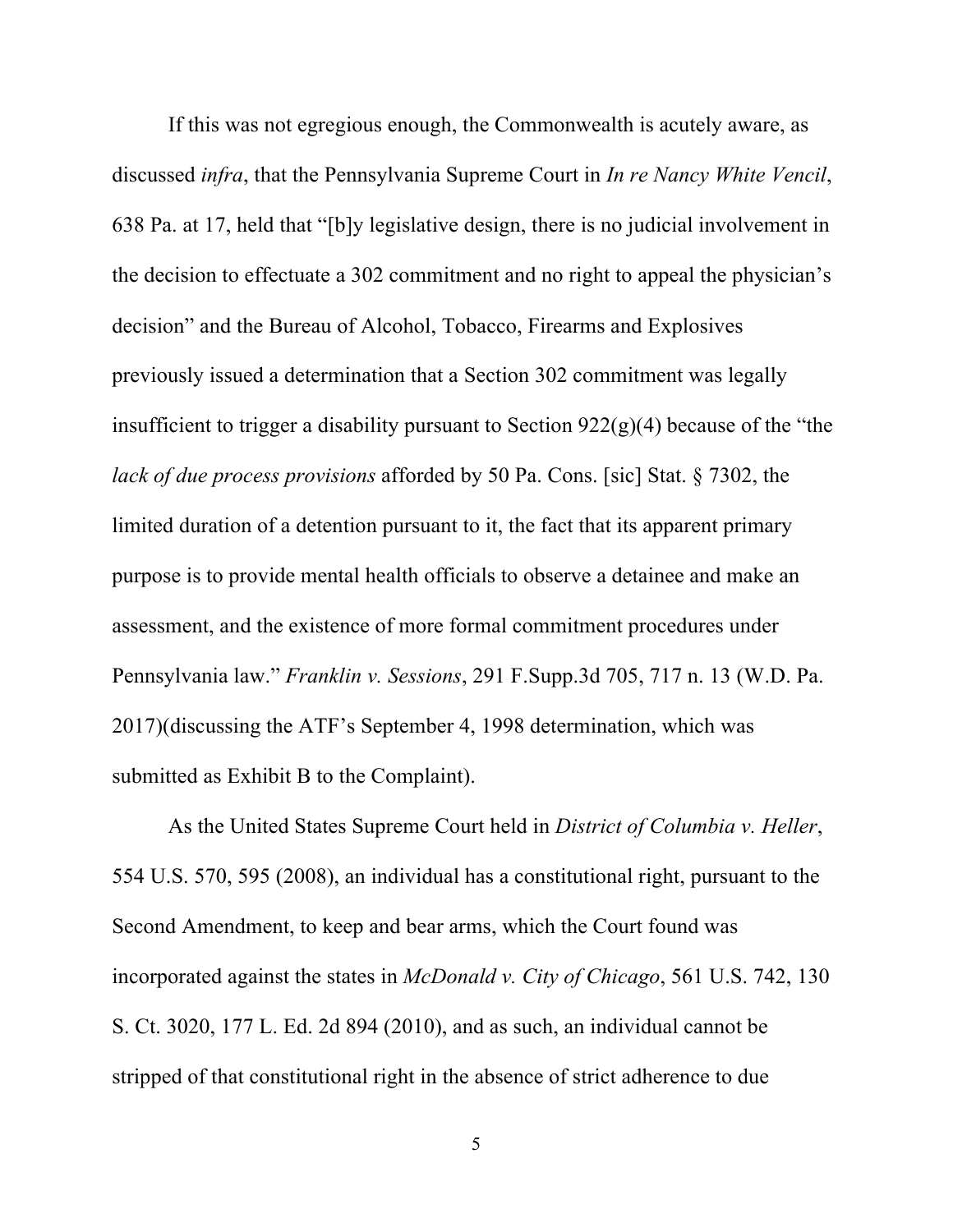If this was not egregious enough, the Commonwealth is acutely aware, as discussed *infra*, that the Pennsylvania Supreme Court in *In re Nancy White Vencil*, 638 Pa. at 17, held that "[b]y legislative design, there is no judicial involvement in the decision to effectuate a 302 commitment and no right to appeal the physician's decision" and the Bureau of Alcohol, Tobacco, Firearms and Explosives previously issued a determination that a Section 302 commitment was legally insufficient to trigger a disability pursuant to Section 922(g)(4) because of the "the *lack of due process provisions* afforded by 50 Pa. Cons. [sic] Stat. § 7302, the limited duration of a detention pursuant to it, the fact that its apparent primary purpose is to provide mental health officials to observe a detainee and make an assessment, and the existence of more formal commitment procedures under Pennsylvania law." *Franklin v. Sessions*, 291 F.Supp.3d 705, 717 n. 13 (W.D. Pa. 2017)(discussing the ATF's September 4, 1998 determination, which was submitted as Exhibit B to the Complaint).

As the United States Supreme Court held in *District of Columbia v. Heller*, 554 U.S. 570, 595 (2008), an individual has a constitutional right, pursuant to the Second Amendment, to keep and bear arms, which the Court found was incorporated against the states in *McDonald v. City of Chicago*, 561 U.S. 742, 130 S. Ct. 3020, 177 L. Ed. 2d 894 (2010), and as such, an individual cannot be stripped of that constitutional right in the absence of strict adherence to due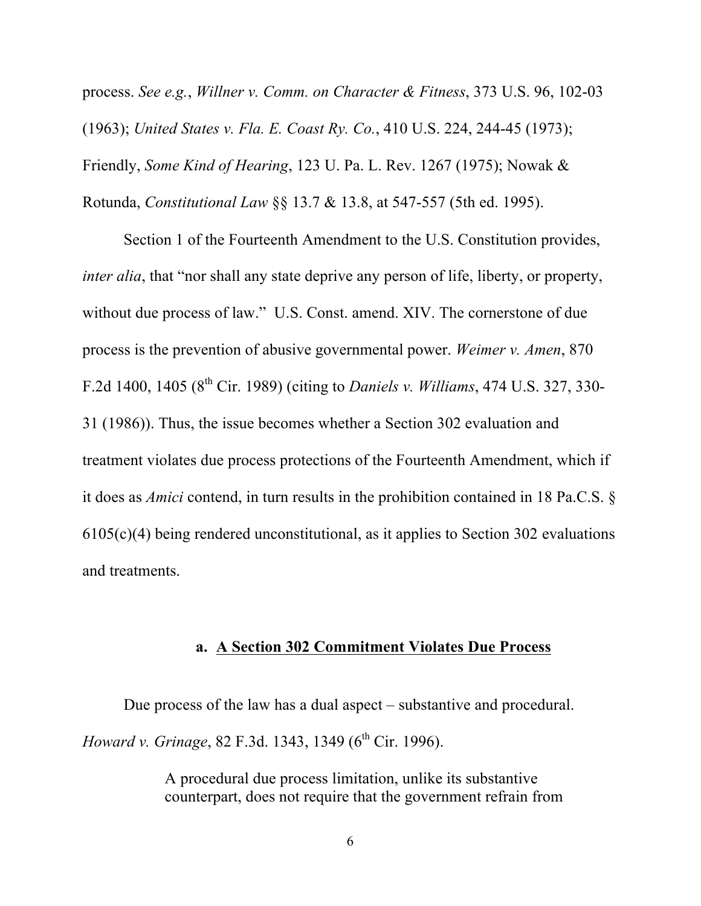process. *See e.g.*, *Willner v. Comm. on Character & Fitness*, 373 U.S. 96, 102-03 (1963); *United States v. Fla. E. Coast Ry. Co.*, 410 U.S. 224, 244-45 (1973); Friendly, *Some Kind of Hearing*, 123 U. Pa. L. Rev. 1267 (1975); Nowak & Rotunda, *Constitutional Law* §§ 13.7 & 13.8, at 547-557 (5th ed. 1995).

Section 1 of the Fourteenth Amendment to the U.S. Constitution provides, *inter alia*, that "nor shall any state deprive any person of life, liberty, or property, without due process of law." U.S. Const. amend. XIV. The cornerstone of due process is the prevention of abusive governmental power. *Weimer v. Amen*, 870 F.2d 1400, 1405 (8th Cir. 1989) (citing to *Daniels v. Williams*, 474 U.S. 327, 330-31 (1986)). Thus, the issue becomes whether a Section 302 evaluation and treatment violates due process protections of the Fourteenth Amendment, which if it does as *Amici* contend, in turn results in the prohibition contained in 18 Pa.C.S. § 6105(c)(4) being rendered unconstitutional, as it applies to Section 302 evaluations and treatments.

### a. <u>A Section 302 Commitment Violates Due Process</u>

Due process of the law has a dual aspect – substantive and procedural. *Howard v. Grinage*, 82 F.3d. 1343, 1349 (6th Cir. 1996).

> A procedural due process limitation, unlike its substantive counterpart, does not require that the government refrain from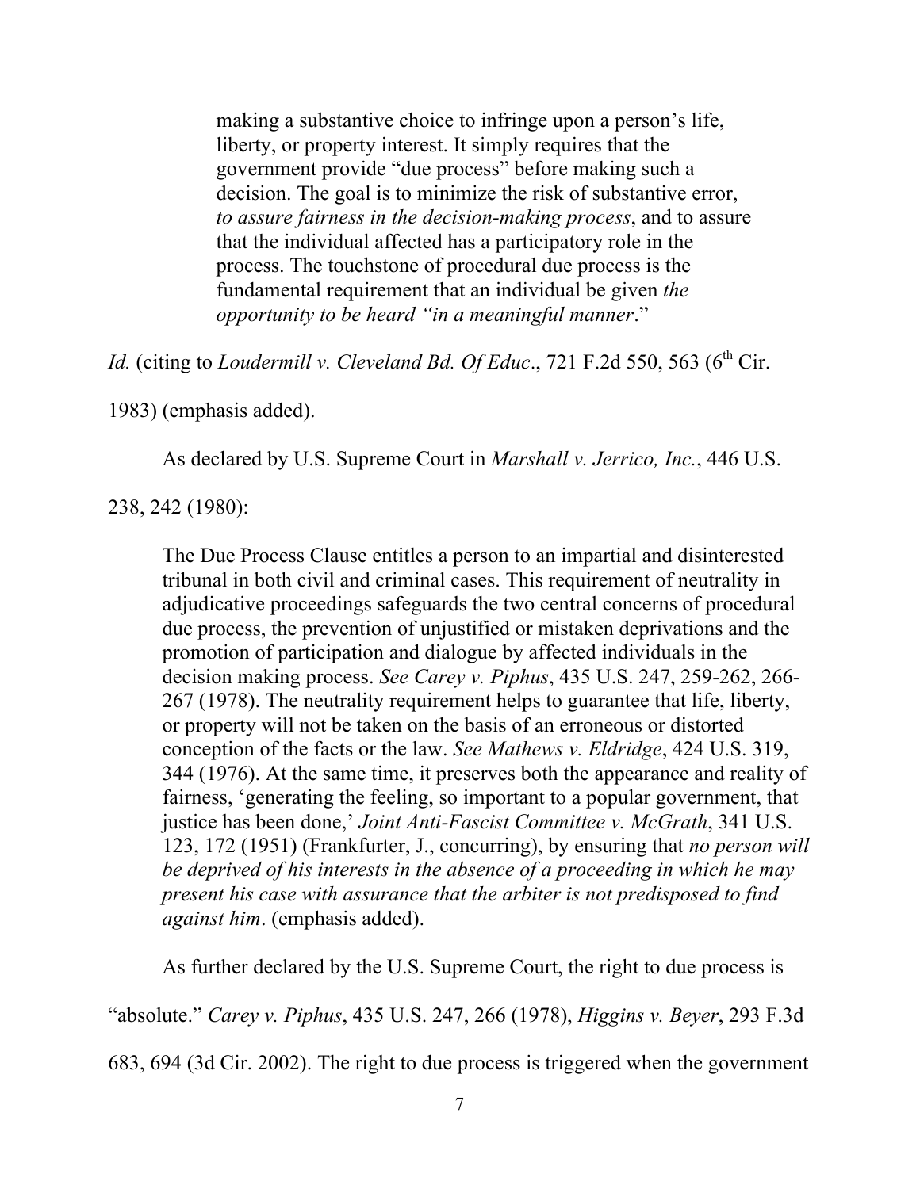> making a substantive choice to infringe upon a person's life, liberty, or property interest. It simply requires that the government provide "due process" before making such a decision. The goal is to minimize the risk of substantive error, *to assure fairness in the decision-making process*, and to assure that the individual affected has a participatory role in the process. The touchstone of procedural due process is the fundamental requirement that an individual be given *the opportunity to be heard "in a meaningful manner*."

*Id.* (citing to *Loudermill v. Cleveland Bd. Of Educ*., 721 F.2d 550, 563 (6th Cir. 1983) (emphasis added).

As declared by U.S. Supreme Court in *Marshall v. Jerrico, Inc.*, 446 U.S. 238, 242 (1980):

> The Due Process Clause entitles a person to an impartial and disinterested tribunal in both civil and criminal cases. This requirement of neutrality in adjudicative proceedings safeguards the two central concerns of procedural due process, the prevention of unjustified or mistaken deprivations and the promotion of participation and dialogue by affected individuals in the decision making process. *See Carey v. Piphus*, 435 U.S. 247, 259-262, 266-267 (1978). The neutrality requirement helps to guarantee that life, liberty, or property will not be taken on the basis of an erroneous or distorted conception of the facts or the law. *See Mathews v. Eldridge*, 424 U.S. 319, 344 (1976). At the same time, it preserves both the appearance and reality of fairness, 'generating the feeling, so important to a popular government, that justice has been done,' *Joint Anti-Fascist Committee v. McGrath*, 341 U.S. 123, 172 (1951) (Frankfurter, J., concurring), by ensuring that *no person will be deprived of his interests in the absence of a proceeding in which he may present his case with assurance that the arbiter is not predisposed to find against him*. (emphasis added).

As further declared by the U.S. Supreme Court, the right to due process is "absolute." *Carey v. Piphus*, 435 U.S. 247, 266 (1978), *Higgins v. Beyer*, 293 F.3d 683, 694 (3d Cir. 2002). The right to due process is triggered when the government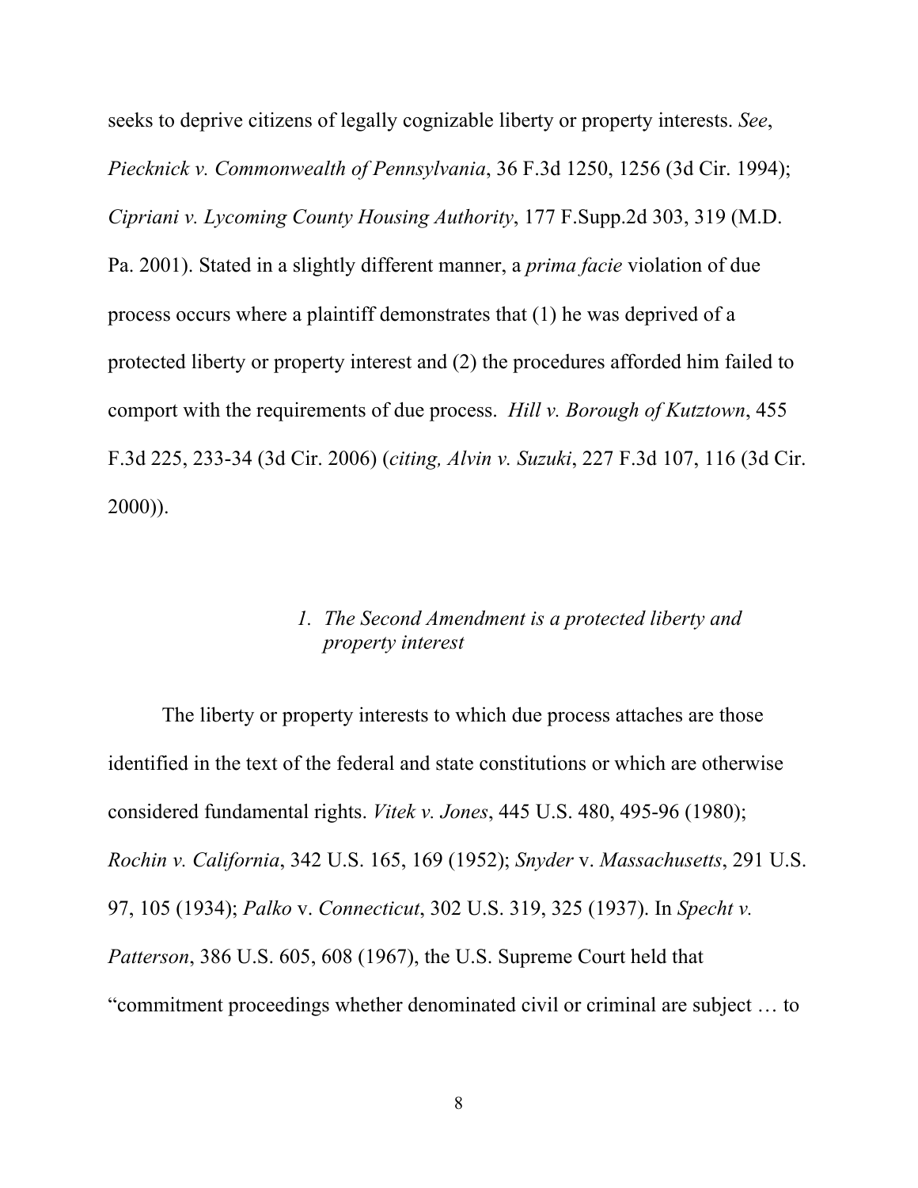seeks to deprive citizens of legally cognizable liberty or property interests. *See*, *Piecknick v. Commonwealth of Pennsylvania*, 36 F.3d 1250, 1256 (3d Cir. 1994); *Cipriani v. Lycoming County Housing Authority*, 177 F.Supp.2d 303, 319 (M.D. Pa. 2001). Stated in a slightly different manner, a *prima facie* violation of due process occurs where a plaintiff demonstrates that (1) he was deprived of a protected liberty or property interest and (2) the procedures afforded him failed to comport with the requirements of due process. *Hill v. Borough of Kutztown*, 455 F.3d 225, 233-34 (3d Cir. 2006) (*citing, Alvin v. Suzuki*, 227 F.3d 107, 116 (3d Cir. 2000)).

### *1. The Second Amendment is a protected liberty and property interest*

The liberty or property interests to which due process attaches are those identified in the text of the federal and state constitutions or which are otherwise considered fundamental rights. *Vitek v. Jones*, 445 U.S. 480, 495-96 (1980); *Rochin v. California*, 342 U.S. 165, 169 (1952); *Snyder* v. *Massachusetts*, 291 U.S. 97, 105 (1934); *Palko* v. *Connecticut*, 302 U.S. 319, 325 (1937). In *Specht v. Patterson*, 386 U.S. 605, 608 (1967), the U.S. Supreme Court held that "commitment proceedings whether denominated civil or criminal are subject … to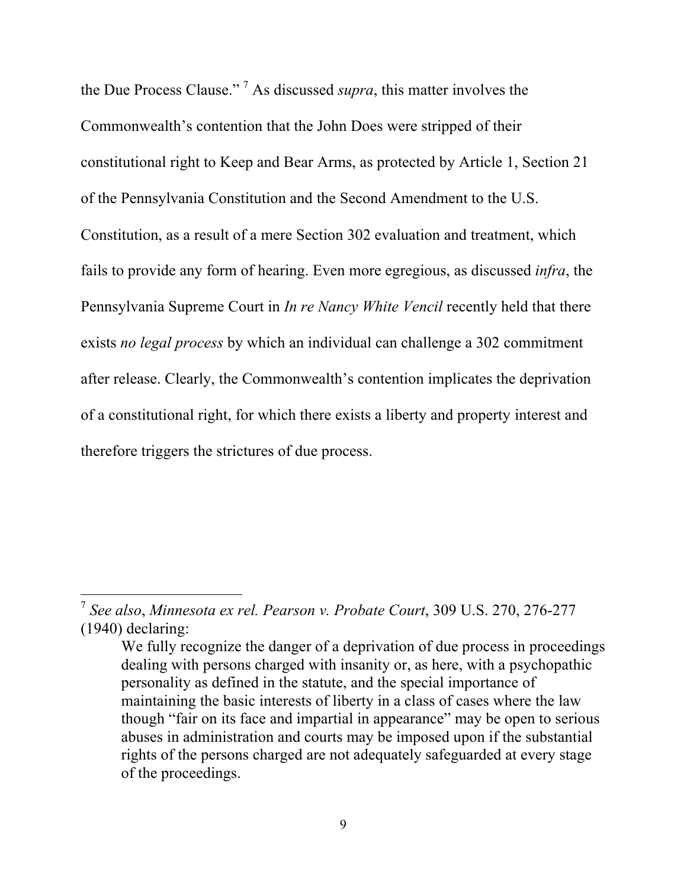the Due Process Clause."[7] As discussed *supra*, this matter involves the Commonwealth's contention that the John Does were stripped of their constitutional right to Keep and Bear Arms, as protected by Article 1, Section 21 of the Pennsylvania Constitution and the Second Amendment to the U.S. Constitution, as a result of a mere Section 302 evaluation and treatment, which fails to provide any form of hearing. Even more egregious, as discussed *infra*, the Pennsylvania Supreme Court in *In re Nancy White Vencil* recently held that there exists *no legal process* by which an individual can challenge a 302 commitment after release. Clearly, the Commonwealth's contention implicates the deprivation of a constitutional right, for which there exists a liberty and property interest and therefore triggers the strictures of due process.

---

[7] *See also*, *Minnesota ex rel. Pearson v. Probate Court*, 309 U.S. 270, 276-277 (1940) declaring:

> We fully recognize the danger of a deprivation of due process in proceedings dealing with persons charged with insanity or, as here, with a psychopathic personality as defined in the statute, and the special importance of maintaining the basic interests of liberty in a class of cases where the law though "fair on its face and impartial in appearance" may be open to serious abuses in administration and courts may be imposed upon if the substantial rights of the persons charged are not adequately safeguarded at every stage of the proceedings.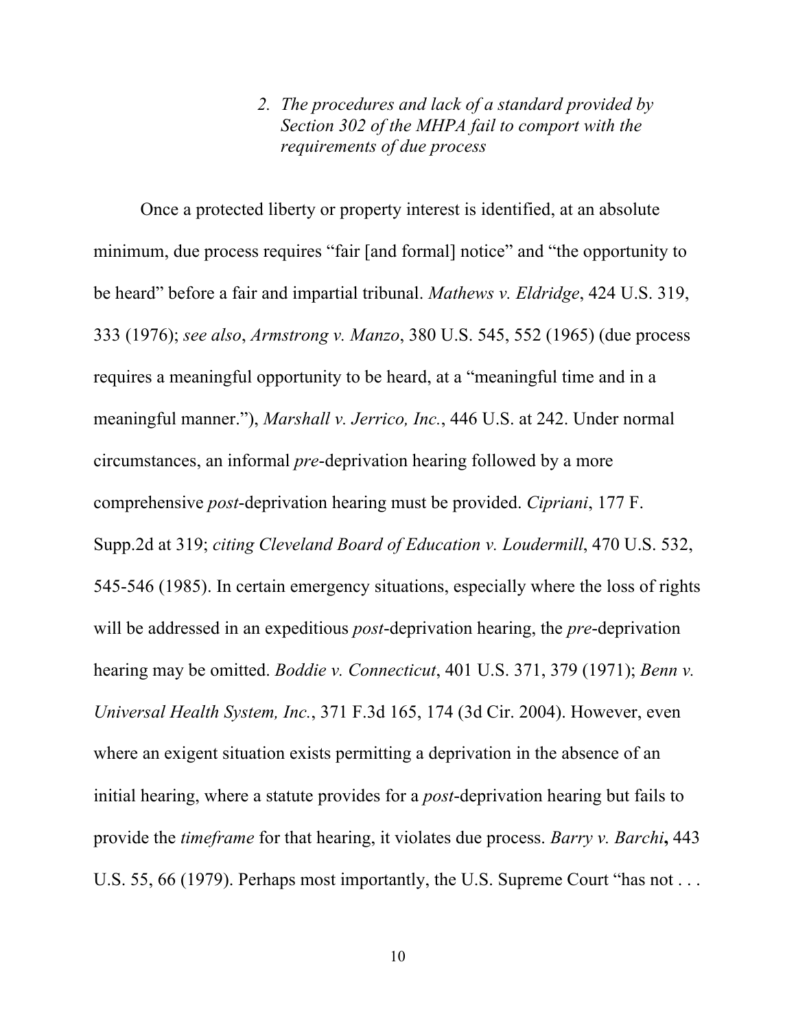### *2. The procedures and lack of a standard provided by Section 302 of the MHPA fail to comport with the requirements of due process*

Once a protected liberty or property interest is identified, at an absolute minimum, due process requires "fair [and formal] notice" and "the opportunity to be heard" before a fair and impartial tribunal. *Mathews v. Eldridge*, 424 U.S. 319, 333 (1976); *see also*, *Armstrong v. Manzo*, 380 U.S. 545, 552 (1965) (due process requires a meaningful opportunity to be heard, at a "meaningful time and in a meaningful manner."), *Marshall v. Jerrico, Inc.*, 446 U.S. at 242. Under normal circumstances, an informal *pre*-deprivation hearing followed by a more comprehensive *post*-deprivation hearing must be provided. *Cipriani*, 177 F. Supp.2d at 319; *citing Cleveland Board of Education v. Loudermill*, 470 U.S. 532, 545-546 (1985). In certain emergency situations, especially where the loss of rights will be addressed in an expeditious *post*-deprivation hearing, the *pre*-deprivation hearing may be omitted. *Boddie v. Connecticut*, 401 U.S. 371, 379 (1971); *Benn v. Universal Health System, Inc.*, 371 F.3d 165, 174 (3d Cir. 2004). However, even where an exigent situation exists permitting a deprivation in the absence of an initial hearing, where a statute provides for a *post*-deprivation hearing but fails to provide the *timeframe* for that hearing, it violates due process. *Barry v. Barchi***,** 443 U.S. 55, 66 (1979). Perhaps most importantly, the U.S. Supreme Court "has not . . .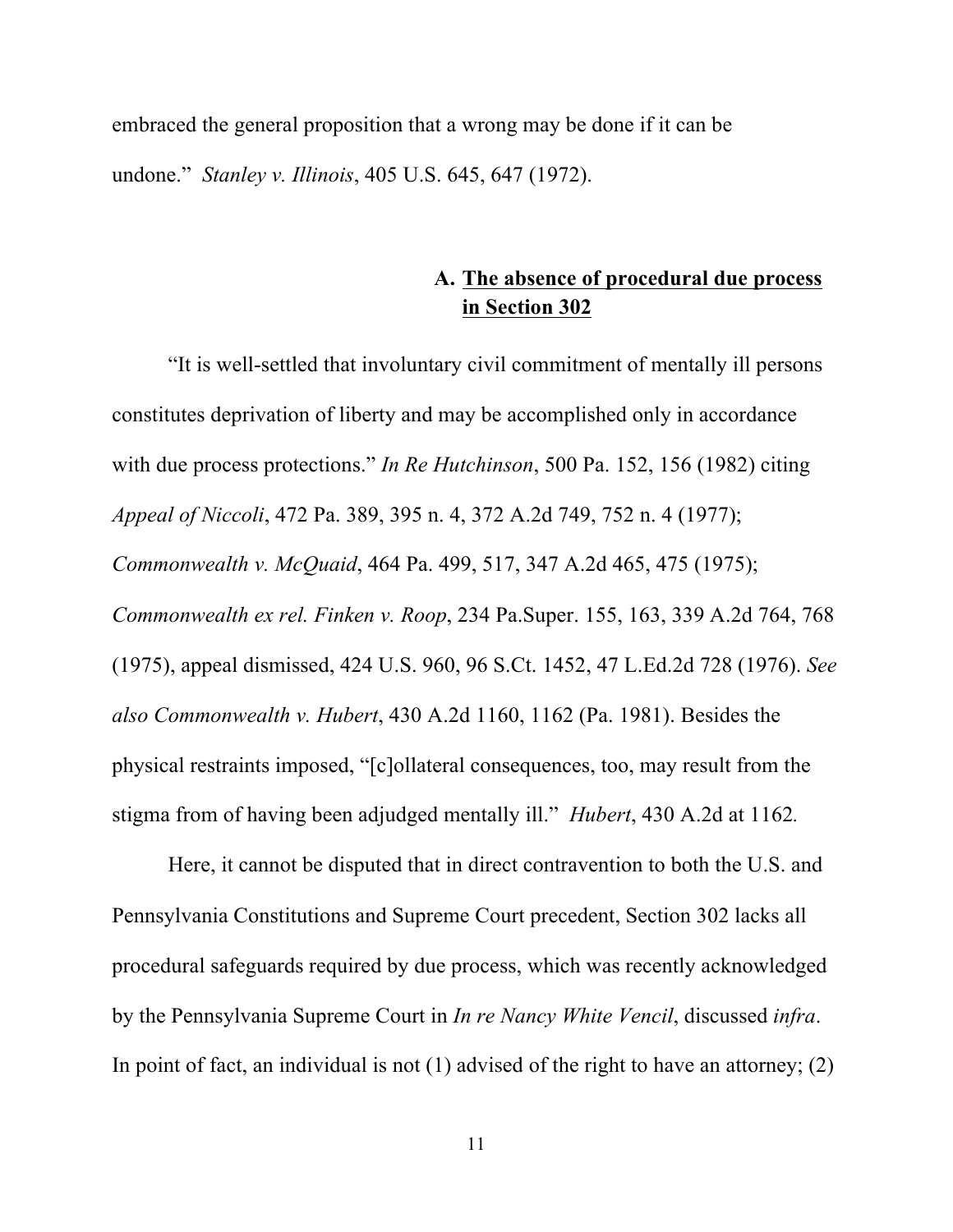embraced the general proposition that a wrong may be done if it can be undone." *Stanley v. Illinois*, 405 U.S. 645, 647 (1972).

### A. The absence of procedural due process in Section 302

"It is well-settled that involuntary civil commitment of mentally ill persons constitutes deprivation of liberty and may be accomplished only in accordance with due process protections." *In Re Hutchinson*, 500 Pa. 152, 156 (1982) citing *Appeal of Niccoli*, 472 Pa. 389, 395 n. 4, 372 A.2d 749, 752 n. 4 (1977); *Commonwealth v. McQuaid*, 464 Pa. 499, 517, 347 A.2d 465, 475 (1975); *Commonwealth ex rel. Finken v. Roop*, 234 Pa.Super. 155, 163, 339 A.2d 764, 768 (1975), appeal dismissed, 424 U.S. 960, 96 S.Ct. 1452, 47 L.Ed.2d 728 (1976). *See also Commonwealth v. Hubert*, 430 A.2d 1160, 1162 (Pa. 1981). Besides the physical restraints imposed, "[c]ollateral consequences, too, may result from the stigma from of having been adjudged mentally ill." *Hubert*, 430 A.2d at 1162.

Here, it cannot be disputed that in direct contravention to both the U.S. and Pennsylvania Constitutions and Supreme Court precedent, Section 302 lacks all procedural safeguards required by due process, which was recently acknowledged by the Pennsylvania Supreme Court in *In re Nancy White Vencil*, discussed *infra*. In point of fact, an individual is not (1) advised of the right to have an attorney; (2)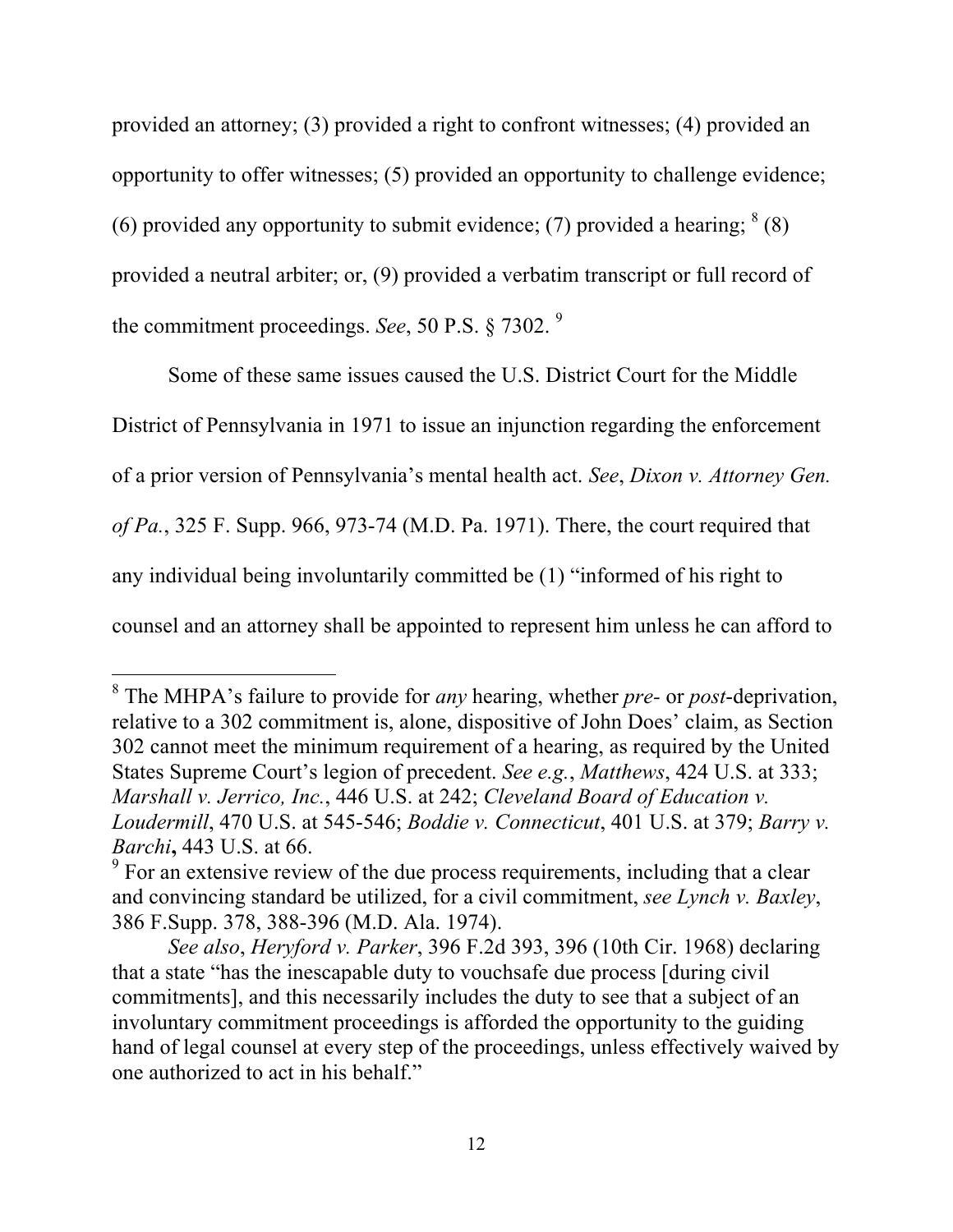provided an attorney; (3) provided a right to confront witnesses; (4) provided an opportunity to offer witnesses; (5) provided an opportunity to challenge evidence; (6) provided any opportunity to submit evidence; (7) provided a hearing; [8] (8) provided a neutral arbiter; or, (9) provided a verbatim transcript or full record of the commitment proceedings. *See*, 50 P.S. § 7302. [9]

Some of these same issues caused the U.S. District Court for the Middle District of Pennsylvania in 1971 to issue an injunction regarding the enforcement of a prior version of Pennsylvania's mental health act. *See*, *Dixon v. Attorney Gen. of Pa.*, 325 F. Supp. 966, 973-74 (M.D. Pa. 1971). There, the court required that any individual being involuntarily committed be (1) "informed of his right to counsel and an attorney shall be appointed to represent him unless he can afford to

---

[8] The MHPA's failure to provide for *any* hearing, whether *pre-* or *post*-deprivation, relative to a 302 commitment is, alone, dispositive of John Does' claim, as Section 302 cannot meet the minimum requirement of a hearing, as required by the United States Supreme Court's legion of precedent. *See e.g.*, *Matthews*, 424 U.S. at 333; *Marshall v. Jerrico, Inc.*, 446 U.S. at 242; *Cleveland Board of Education v. Loudermill*, 470 U.S. at 545-546; *Boddie v. Connecticut*, 401 U.S. at 379; *Barry v. Barchi***,** 443 U.S. at 66.

[9] For an extensive review of the due process requirements, including that a clear and convincing standard be utilized, for a civil commitment, *see Lynch v. Baxley*, 386 F.Supp. 378, 388-396 (M.D. Ala. 1974).

*See also*, *Heryford v. Parker*, 396 F.2d 393, 396 (10th Cir. 1968) declaring that a state "has the inescapable duty to vouchsafe due process [during civil commitments], and this necessarily includes the duty to see that a subject of an involuntary commitment proceedings is afforded the opportunity to the guiding hand of legal counsel at every step of the proceedings, unless effectively waived by one authorized to act in his behalf."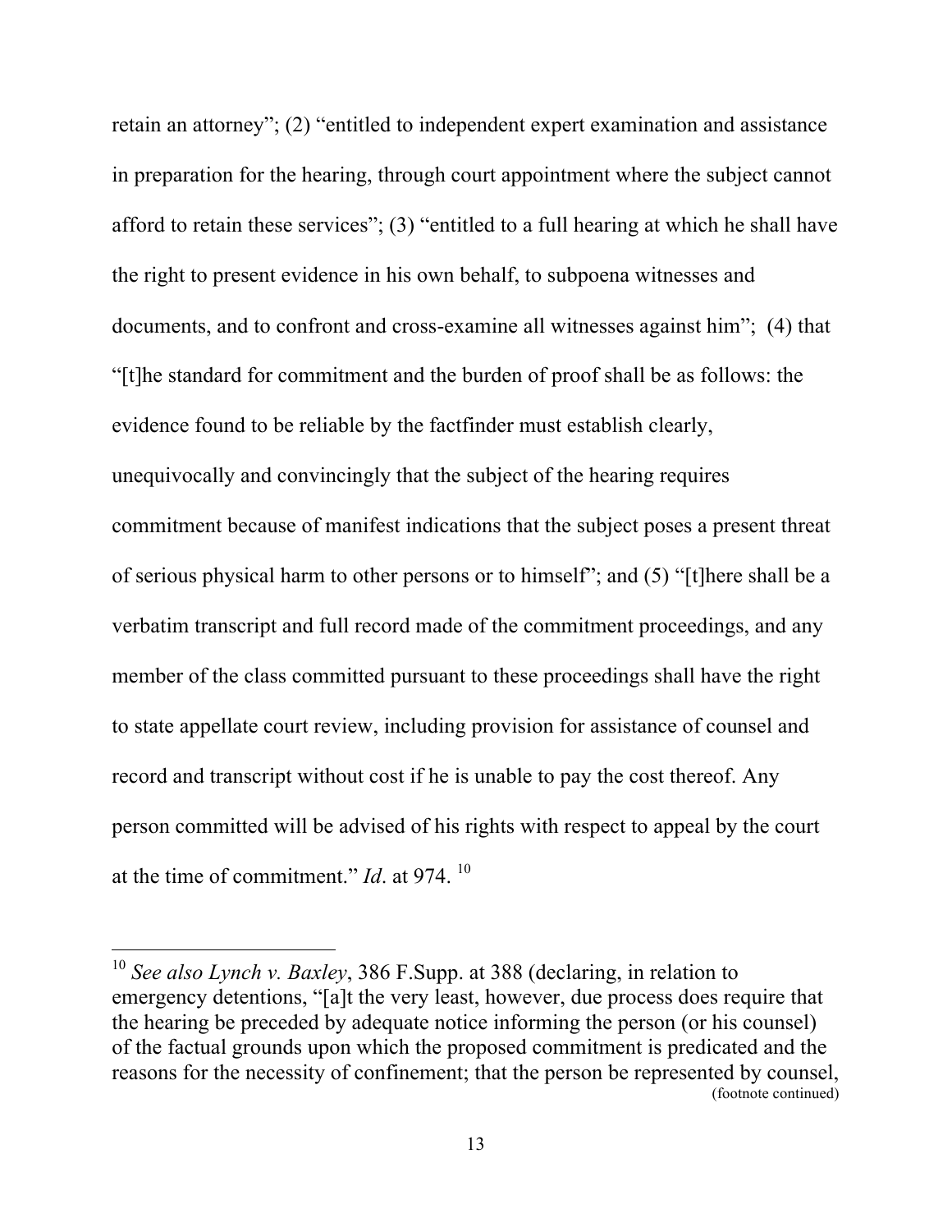retain an attorney"; (2) "entitled to independent expert examination and assistance in preparation for the hearing, through court appointment where the subject cannot afford to retain these services"; (3) "entitled to a full hearing at which he shall have the right to present evidence in his own behalf, to subpoena witnesses and documents, and to confront and cross-examine all witnesses against him"; (4) that "[t]he standard for commitment and the burden of proof shall be as follows: the evidence found to be reliable by the factfinder must establish clearly, unequivocally and convincingly that the subject of the hearing requires commitment because of manifest indications that the subject poses a present threat of serious physical harm to other persons or to himself"; and (5) "[t]here shall be a verbatim transcript and full record made of the commitment proceedings, and any member of the class committed pursuant to these proceedings shall have the right to state appellate court review, including provision for assistance of counsel and record and transcript without cost if he is unable to pay the cost thereof. Any person committed will be advised of his rights with respect to appeal by the court at the time of commitment." *Id*. at 974. [10]

---

[10] *See also Lynch v. Baxley*, 386 F.Supp. at 388 (declaring, in relation to emergency detentions, "[a]t the very least, however, due process does require that the hearing be preceded by adequate notice informing the person (or his counsel) of the factual grounds upon which the proposed commitment is predicated and the reasons for the necessity of confinement; that the person be represented by counsel,

(footnote continued)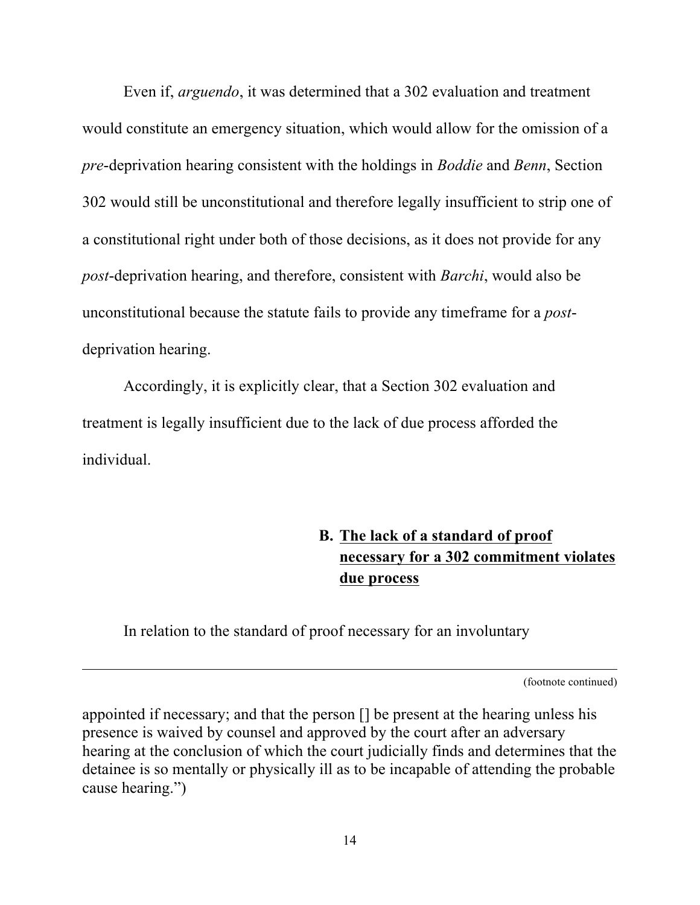Even if, *arguendo*, it was determined that a 302 evaluation and treatment would constitute an emergency situation, which would allow for the omission of a *pre*-deprivation hearing consistent with the holdings in *Boddie* and *Benn*, Section 302 would still be unconstitutional and therefore legally insufficient to strip one of a constitutional right under both of those decisions, as it does not provide for any *post*-deprivation hearing, and therefore, consistent with *Barchi*, would also be unconstitutional because the statute fails to provide any timeframe for a *post*-deprivation hearing.

Accordingly, it is explicitly clear, that a Section 302 evaluation and treatment is legally insufficient due to the lack of due process afforded the individual.

### B. <u>The lack of a standard of proof necessary for a 302 commitment violates due process</u>

In relation to the standard of proof necessary for an involuntary

---

(footnote continued)

appointed if necessary; and that the person [] be present at the hearing unless his presence is waived by counsel and approved by the court after an adversary hearing at the conclusion of which the court judicially finds and determines that the detainee is so mentally or physically ill as to be incapable of attending the probable cause hearing.")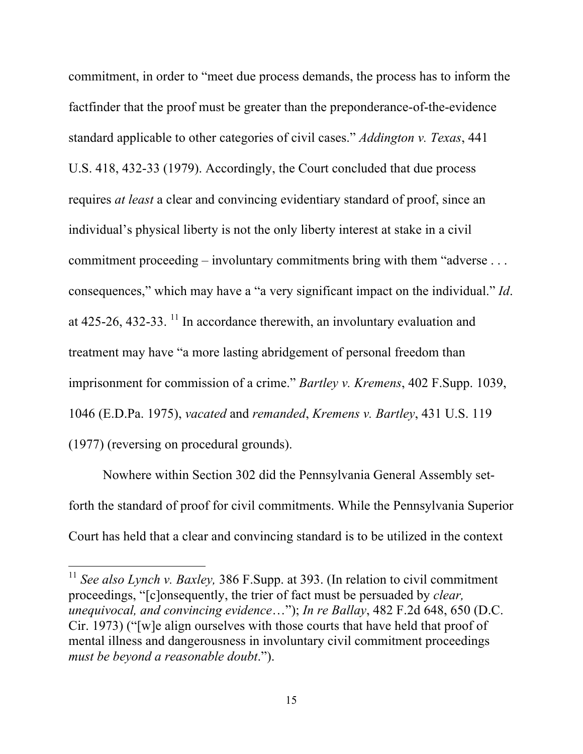commitment, in order to "meet due process demands, the process has to inform the factfinder that the proof must be greater than the preponderance-of-the-evidence standard applicable to other categories of civil cases." *Addington v. Texas*, 441 U.S. 418, 432-33 (1979). Accordingly, the Court concluded that due process requires *at least* a clear and convincing evidentiary standard of proof, since an individual's physical liberty is not the only liberty interest at stake in a civil commitment proceeding – involuntary commitments bring with them "adverse . . . consequences," which may have a "a very significant impact on the individual." *Id*. at 425-26, 432-33. [11] In accordance therewith, an involuntary evaluation and treatment may have "a more lasting abridgement of personal freedom than imprisonment for commission of a crime." *Bartley v. Kremens*, 402 F.Supp. 1039, 1046 (E.D.Pa. 1975), *vacated* and *remanded*, *Kremens v. Bartley*, 431 U.S. 119 (1977) (reversing on procedural grounds).

Nowhere within Section 302 did the Pennsylvania General Assembly set-forth the standard of proof for civil commitments. While the Pennsylvania Superior Court has held that a clear and convincing standard is to be utilized in the context

---

[11] *See also Lynch v. Baxley,* 386 F.Supp. at 393. (In relation to civil commitment proceedings, "[c]onsequently, the trier of fact must be persuaded by *clear, unequivocal, and convincing evidence*…"); *In re Ballay*, 482 F.2d 648, 650 (D.C. Cir. 1973) ("[w]e align ourselves with those courts that have held that proof of mental illness and dangerousness in involuntary civil commitment proceedings *must be beyond a reasonable doubt*.").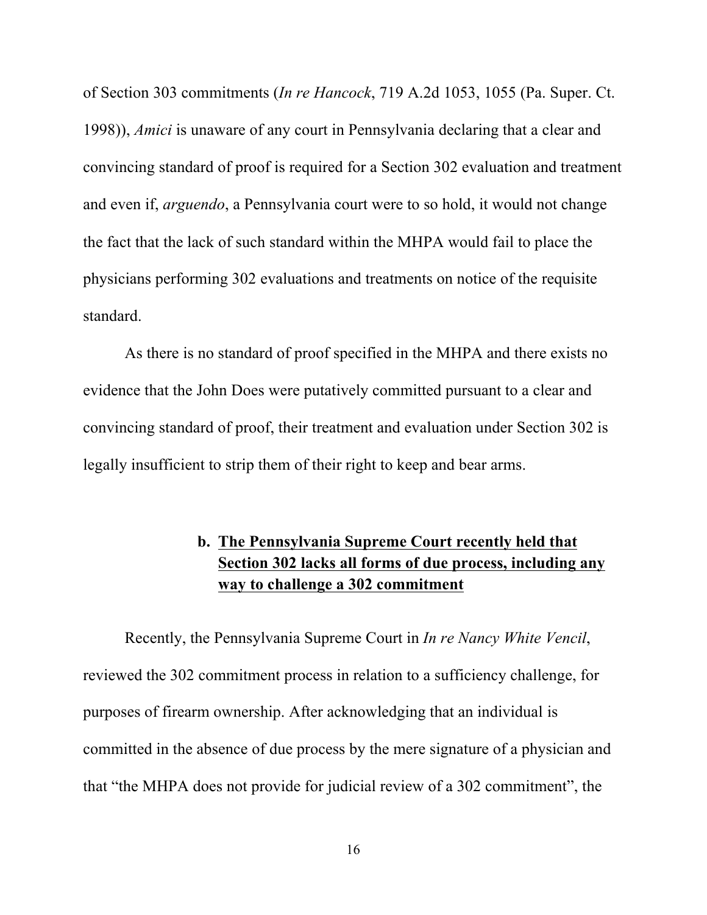of Section 303 commitments (*In re Hancock*, 719 A.2d 1053, 1055 (Pa. Super. Ct. 1998)), *Amici* is unaware of any court in Pennsylvania declaring that a clear and convincing standard of proof is required for a Section 302 evaluation and treatment and even if, *arguendo*, a Pennsylvania court were to so hold, it would not change the fact that the lack of such standard within the MHPA would fail to place the physicians performing 302 evaluations and treatments on notice of the requisite standard.

As there is no standard of proof specified in the MHPA and there exists no evidence that the John Does were putatively committed pursuant to a clear and convincing standard of proof, their treatment and evaluation under Section 302 is legally insufficient to strip them of their right to keep and bear arms.

#### b. <u>The Pennsylvania Supreme Court recently held that Section 302 lacks all forms of due process, including any way to challenge a 302 commitment</u>

Recently, the Pennsylvania Supreme Court in *In re Nancy White Vencil*, reviewed the 302 commitment process in relation to a sufficiency challenge, for purposes of firearm ownership. After acknowledging that an individual is committed in the absence of due process by the mere signature of a physician and that "the MHPA does not provide for judicial review of a 302 commitment", the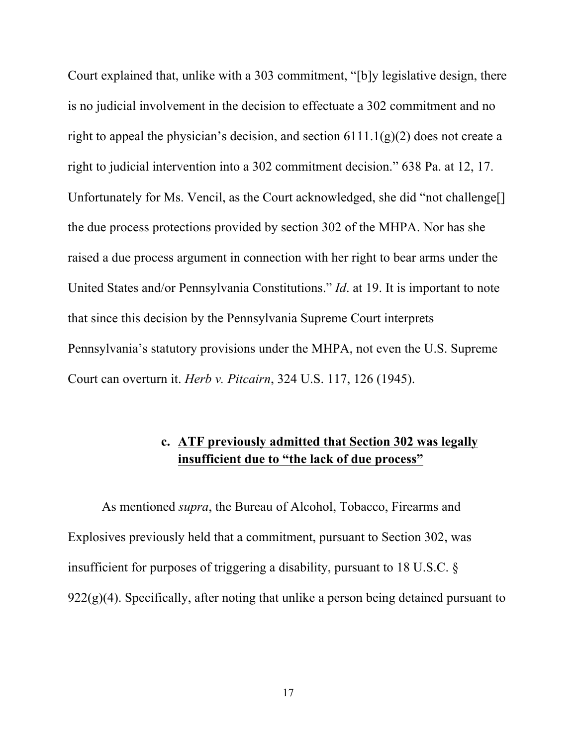Court explained that, unlike with a 303 commitment, "[b]y legislative design, there is no judicial involvement in the decision to effectuate a 302 commitment and no right to appeal the physician's decision, and section 6111.1(g)(2) does not create a right to judicial intervention into a 302 commitment decision." 638 Pa. at 12, 17. Unfortunately for Ms. Vencil, as the Court acknowledged, she did "not challenge[] the due process protections provided by section 302 of the MHPA. Nor has she raised a due process argument in connection with her right to bear arms under the United States and/or Pennsylvania Constitutions." *Id*. at 19. It is important to note that since this decision by the Pennsylvania Supreme Court interprets Pennsylvania's statutory provisions under the MHPA, not even the U.S. Supreme Court can overturn it. *Herb v. Pitcairn*, 324 U.S. 117, 126 (1945).

#### c. <u>ATF previously admitted that Section 302 was legally insufficient due to "the lack of due process"</u>

As mentioned *supra*, the Bureau of Alcohol, Tobacco, Firearms and Explosives previously held that a commitment, pursuant to Section 302, was insufficient for purposes of triggering a disability, pursuant to 18 U.S.C. § 922(g)(4). Specifically, after noting that unlike a person being detained pursuant to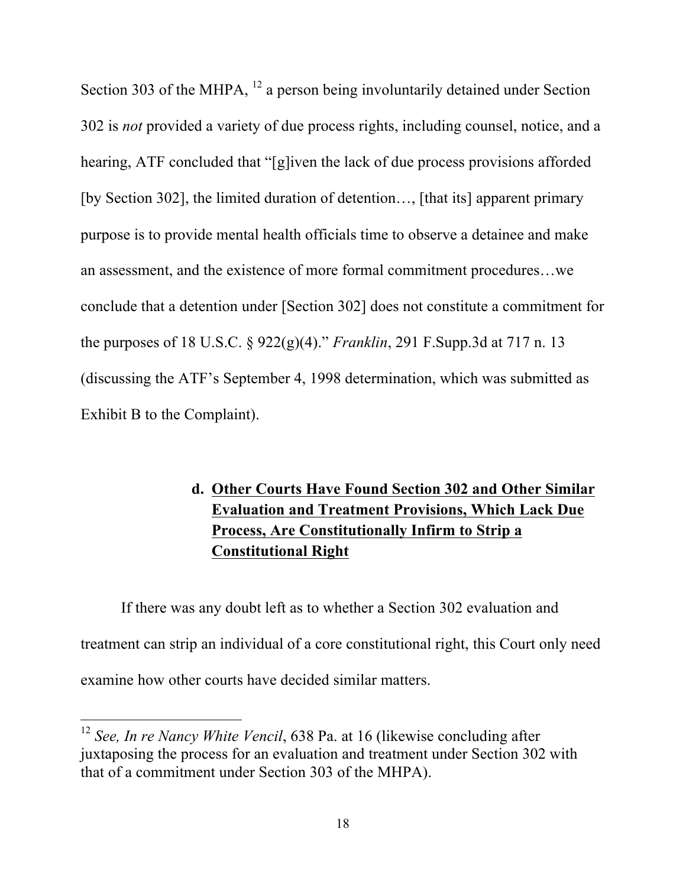Section 303 of the MHPA, [12] a person being involuntarily detained under Section 302 is *not* provided a variety of due process rights, including counsel, notice, and a hearing, ATF concluded that "[g]iven the lack of due process provisions afforded [by Section 302], the limited duration of detention…, [that its] apparent primary purpose is to provide mental health officials time to observe a detainee and make an assessment, and the existence of more formal commitment procedures…we conclude that a detention under [Section 302] does not constitute a commitment for the purposes of 18 U.S.C. § 922(g)(4)." *Franklin*, 291 F.Supp.3d at 717 n. 13 (discussing the ATF's September 4, 1998 determination, which was submitted as Exhibit B to the Complaint).

### d. **Other Courts Have Found Section 302 and Other Similar Evaluation and Treatment Provisions, Which Lack Due Process, Are Constitutionally Infirm to Strip a Constitutional Right**

If there was any doubt left as to whether a Section 302 evaluation and treatment can strip an individual of a core constitutional right, this Court only need examine how other courts have decided similar matters.

---

[12] *See, In re Nancy White Vencil*, 638 Pa. at 16 (likewise concluding after juxtaposing the process for an evaluation and treatment under Section 302 with that of a commitment under Section 303 of the MHPA).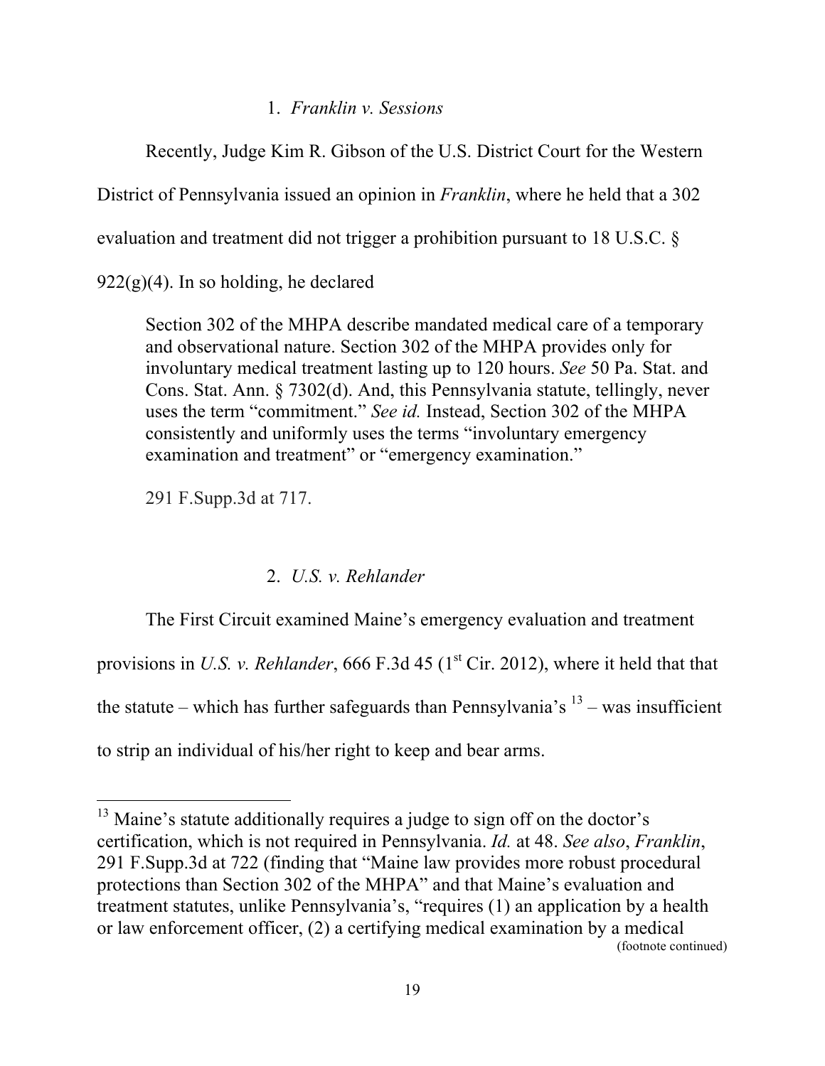### 1. *Franklin v. Sessions*

Recently, Judge Kim R. Gibson of the U.S. District Court for the Western District of Pennsylvania issued an opinion in *Franklin*, where he held that a 302 evaluation and treatment did not trigger a prohibition pursuant to 18 U.S.C. § 922(g)(4). In so holding, he declared

> Section 302 of the MHPA describe mandated medical care of a temporary and observational nature. Section 302 of the MHPA provides only for involuntary medical treatment lasting up to 120 hours. *See* 50 Pa. Stat. and Cons. Stat. Ann. § 7302(d). And, this Pennsylvania statute, tellingly, never uses the term "commitment." *See id.* Instead, Section 302 of the MHPA consistently and uniformly uses the terms "involuntary emergency examination and treatment" or "emergency examination."
>
> 291 F.Supp.3d at 717.

### 2. *U.S. v. Rehlander*

The First Circuit examined Maine's emergency evaluation and treatment provisions in *U.S. v. Rehlander*, 666 F.3d 45 (1st Cir. 2012), where it held that that the statute – which has further safeguards than Pennsylvania's [13] – was insufficient to strip an individual of his/her right to keep and bear arms.

---

[13] Maine's statute additionally requires a judge to sign off on the doctor's certification, which is not required in Pennsylvania. *Id.* at 48. *See also*, *Franklin*, 291 F.Supp.3d at 722 (finding that "Maine law provides more robust procedural protections than Section 302 of the MHPA" and that Maine's evaluation and treatment statutes, unlike Pennsylvania's, "requires (1) an application by a health or law enforcement officer, (2) a certifying medical examination by a medical

(footnote continued)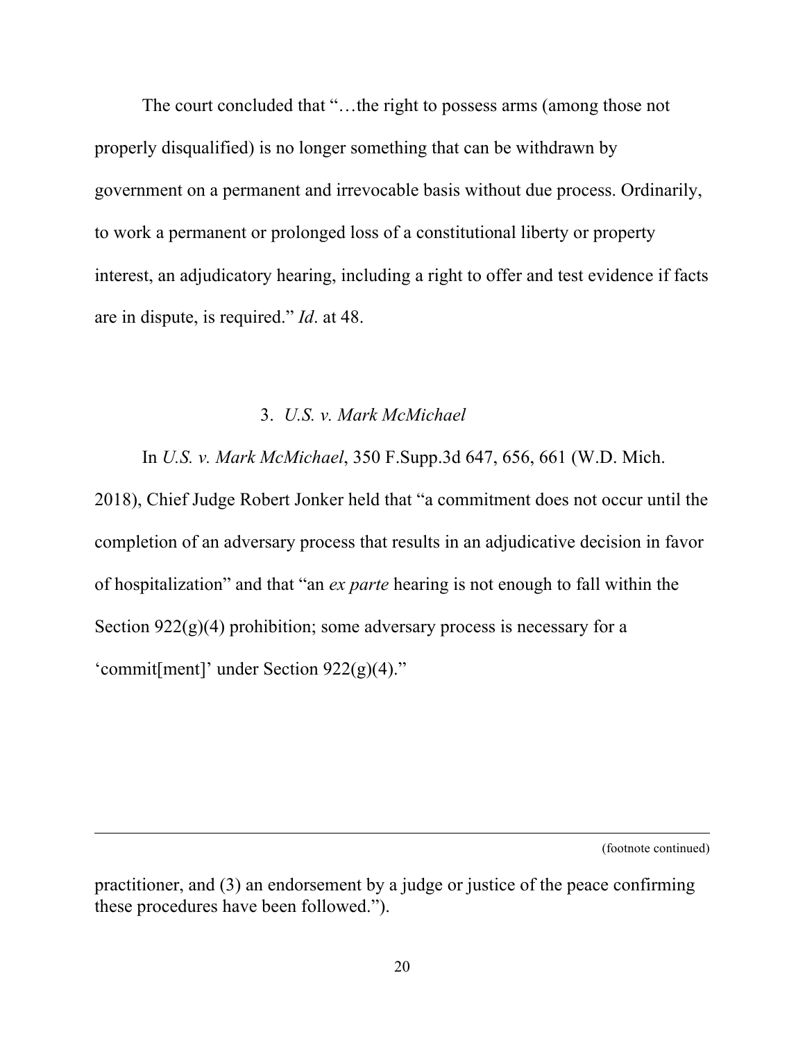The court concluded that "…the right to possess arms (among those not properly disqualified) is no longer something that can be withdrawn by government on a permanent and irrevocable basis without due process. Ordinarily, to work a permanent or prolonged loss of a constitutional liberty or property interest, an adjudicatory hearing, including a right to offer and test evidence if facts are in dispute, is required." *Id*. at 48.

### 3. *U.S. v. Mark McMichael*

In *U.S. v. Mark McMichael*, 350 F.Supp.3d 647, 656, 661 (W.D. Mich. 2018), Chief Judge Robert Jonker held that "a commitment does not occur until the completion of an adversary process that results in an adjudicative decision in favor of hospitalization" and that "an *ex parte* hearing is not enough to fall within the Section 922(g)(4) prohibition; some adversary process is necessary for a 'commit[ment]' under Section 922(g)(4)."

---

(footnote continued)

practitioner, and (3) an endorsement by a judge or justice of the peace confirming these procedures have been followed.").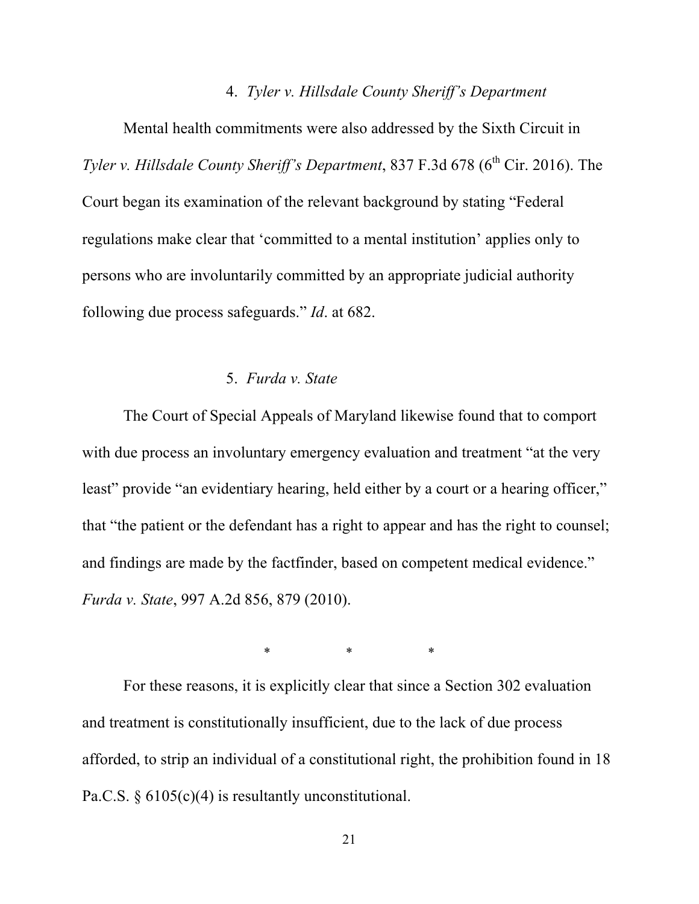### 4. *Tyler v. Hillsdale County Sheriff's Department*

Mental health commitments were also addressed by the Sixth Circuit in *Tyler v. Hillsdale County Sheriff's Department*, 837 F.3d 678 (6th Cir. 2016). The Court began its examination of the relevant background by stating "Federal regulations make clear that 'committed to a mental institution' applies only to persons who are involuntarily committed by an appropriate judicial authority following due process safeguards." *Id*. at 682.

### 5. *Furda v. State*

The Court of Special Appeals of Maryland likewise found that to comport with due process an involuntary emergency evaluation and treatment "at the very least" provide "an evidentiary hearing, held either by a court or a hearing officer," that "the patient or the defendant has a right to appear and has the right to counsel; and findings are made by the factfinder, based on competent medical evidence." *Furda v. State*, 997 A.2d 856, 879 (2010).

\* \* \*

For these reasons, it is explicitly clear that since a Section 302 evaluation and treatment is constitutionally insufficient, due to the lack of due process afforded, to strip an individual of a constitutional right, the prohibition found in 18 Pa.C.S. § 6105(c)(4) is resultantly unconstitutional.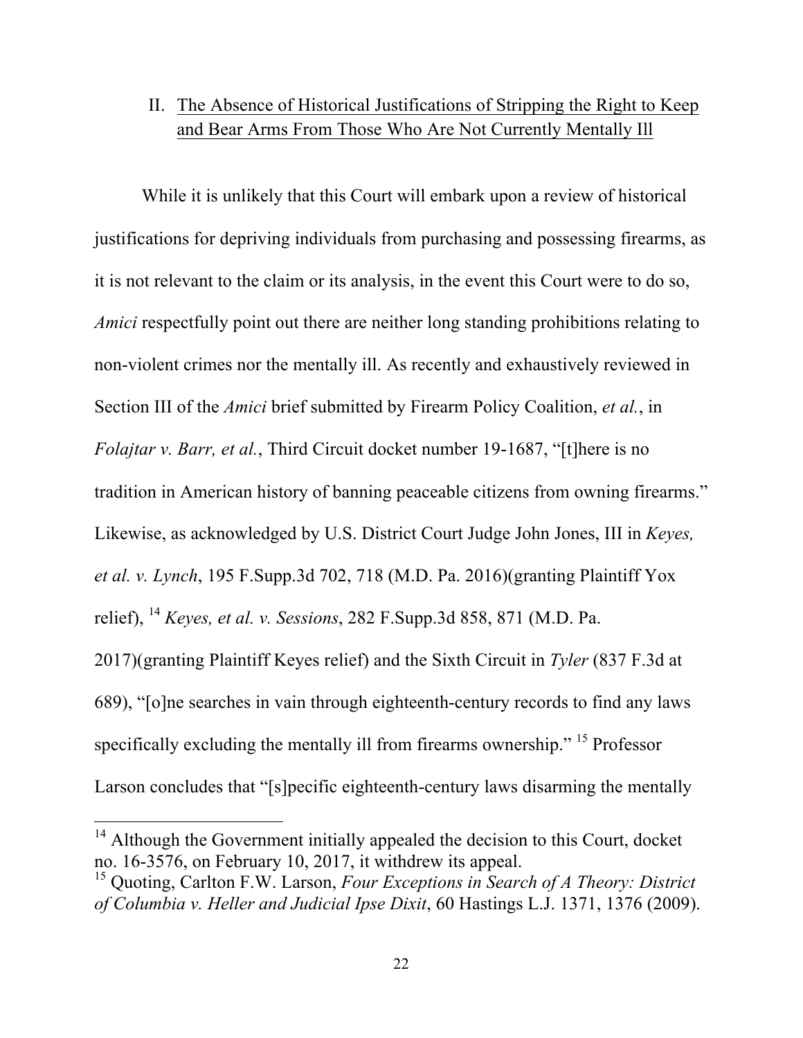## II. The Absence of Historical Justifications of Stripping the Right to Keep and Bear Arms From Those Who Are Not Currently Mentally Ill

While it is unlikely that this Court will embark upon a review of historical justifications for depriving individuals from purchasing and possessing firearms, as it is not relevant to the claim or its analysis, in the event this Court were to do so, *Amici* respectfully point out there are neither long standing prohibitions relating to non-violent crimes nor the mentally ill. As recently and exhaustively reviewed in Section III of the *Amici* brief submitted by Firearm Policy Coalition, *et al.*, in *Folajtar v. Barr, et al.*, Third Circuit docket number 19-1687, "[t]here is no tradition in American history of banning peaceable citizens from owning firearms." Likewise, as acknowledged by U.S. District Court Judge John Jones, III in *Keyes, et al. v. Lynch*, 195 F.Supp.3d 702, 718 (M.D. Pa. 2016)(granting Plaintiff Yox relief), [14] *Keyes, et al. v. Sessions*, 282 F.Supp.3d 858, 871 (M.D. Pa. 2017)(granting Plaintiff Keyes relief) and the Sixth Circuit in *Tyler* (837 F.3d at 689), "[o]ne searches in vain through eighteenth-century records to find any laws specifically excluding the mentally ill from firearms ownership." [15] Professor Larson concludes that "[s]pecific eighteenth-century laws disarming the mentally

---

[14] Although the Government initially appealed the decision to this Court, docket no. 16-3576, on February 10, 2017, it withdrew its appeal.

[15] Quoting, Carlton F.W. Larson, *Four Exceptions in Search of A Theory: District of Columbia v. Heller and Judicial Ipse Dixit*, 60 Hastings L.J. 1371, 1376 (2009).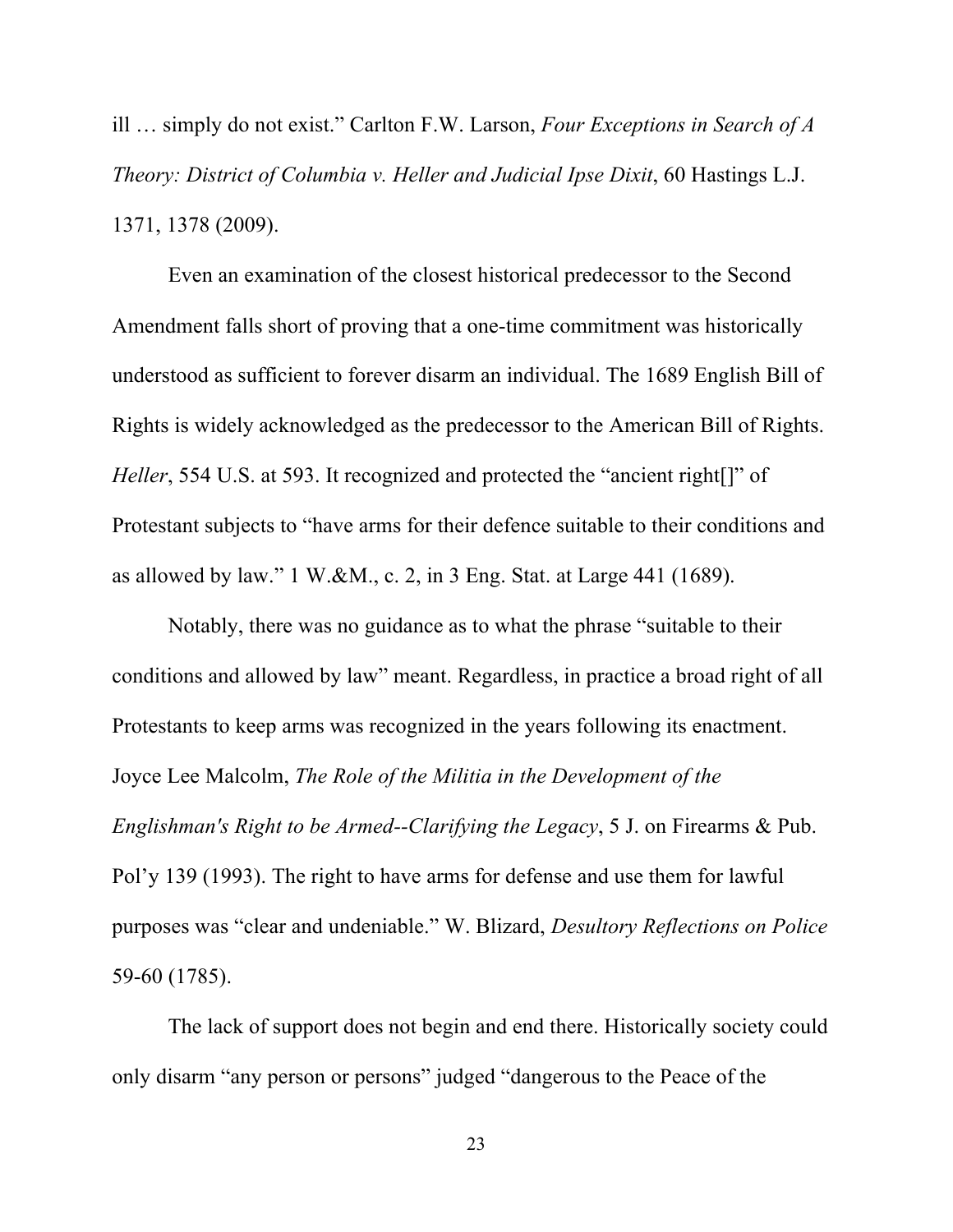ill … simply do not exist." Carlton F.W. Larson, *Four Exceptions in Search of A Theory: District of Columbia v. Heller and Judicial Ipse Dixit*, 60 Hastings L.J. 1371, 1378 (2009).

Even an examination of the closest historical predecessor to the Second Amendment falls short of proving that a one-time commitment was historically understood as sufficient to forever disarm an individual. The 1689 English Bill of Rights is widely acknowledged as the predecessor to the American Bill of Rights. *Heller*, 554 U.S. at 593. It recognized and protected the "ancient right[]" of Protestant subjects to "have arms for their defence suitable to their conditions and as allowed by law." 1 W.&M., c. 2, in 3 Eng. Stat. at Large 441 (1689).

Notably, there was no guidance as to what the phrase "suitable to their conditions and allowed by law" meant. Regardless, in practice a broad right of all Protestants to keep arms was recognized in the years following its enactment. Joyce Lee Malcolm, *The Role of the Militia in the Development of the Englishman's Right to be Armed--Clarifying the Legacy*, 5 J. on Firearms & Pub. Pol'y 139 (1993). The right to have arms for defense and use them for lawful purposes was "clear and undeniable." W. Blizard, *Desultory Reflections on Police* 59-60 (1785).

The lack of support does not begin and end there. Historically society could only disarm "any person or persons" judged "dangerous to the Peace of the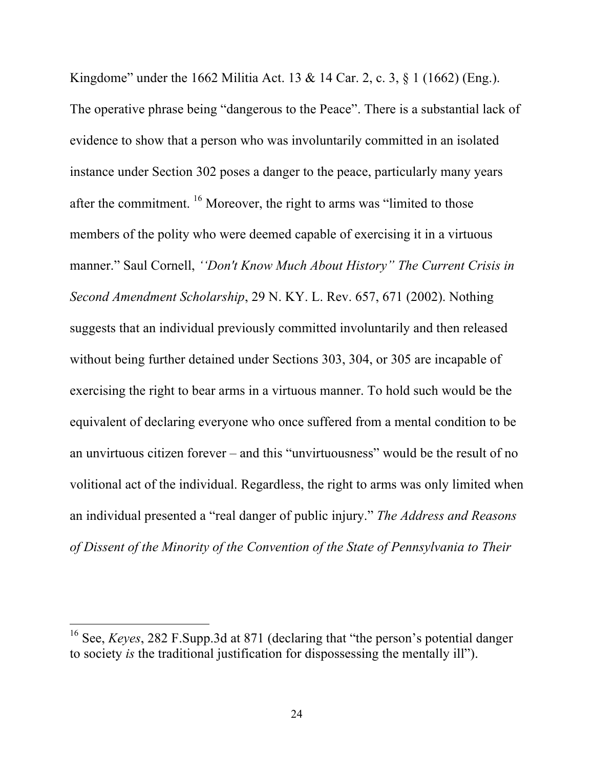Kingdome" under the 1662 Militia Act. 13 & 14 Car. 2, c. 3, § 1 (1662) (Eng.). The operative phrase being "dangerous to the Peace". There is a substantial lack of evidence to show that a person who was involuntarily committed in an isolated instance under Section 302 poses a danger to the peace, particularly many years after the commitment. [16] Moreover, the right to arms was "limited to those members of the polity who were deemed capable of exercising it in a virtuous manner." Saul Cornell, *''Don't Know Much About History" The Current Crisis in Second Amendment Scholarship*, 29 N. KY. L. Rev. 657, 671 (2002). Nothing suggests that an individual previously committed involuntarily and then released without being further detained under Sections 303, 304, or 305 are incapable of exercising the right to bear arms in a virtuous manner. To hold such would be the equivalent of declaring everyone who once suffered from a mental condition to be an unvirtuous citizen forever – and this "unvirtuousness" would be the result of no volitional act of the individual. Regardless, the right to arms was only limited when an individual presented a "real danger of public injury." *The Address and Reasons of Dissent of the Minority of the Convention of the State of Pennsylvania to Their*

---

[16] See, *Keyes*, 282 F.Supp.3d at 871 (declaring that "the person's potential danger to society *is* the traditional justification for dispossessing the mentally ill").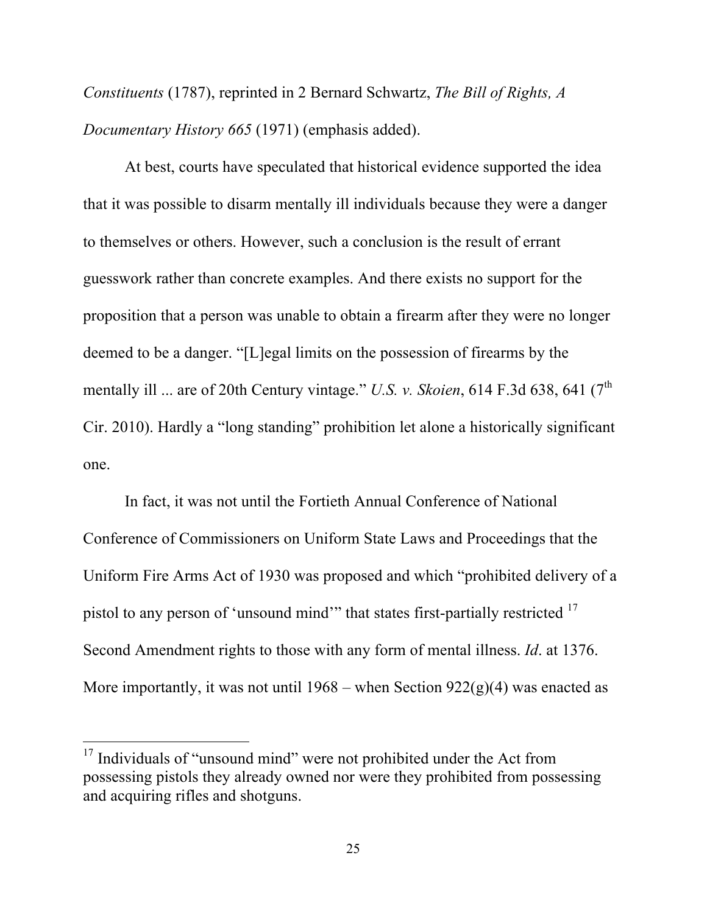*Constituents* (1787), reprinted in 2 Bernard Schwartz, *The Bill of Rights, A Documentary History 665* (1971) (emphasis added).

At best, courts have speculated that historical evidence supported the idea that it was possible to disarm mentally ill individuals because they were a danger to themselves or others. However, such a conclusion is the result of errant guesswork rather than concrete examples. And there exists no support for the proposition that a person was unable to obtain a firearm after they were no longer deemed to be a danger. "[L]egal limits on the possession of firearms by the mentally ill ... are of 20th Century vintage." *U.S. v. Skoien*, 614 F.3d 638, 641 (7th Cir. 2010). Hardly a "long standing" prohibition let alone a historically significant one.

In fact, it was not until the Fortieth Annual Conference of National Conference of Commissioners on Uniform State Laws and Proceedings that the Uniform Fire Arms Act of 1930 was proposed and which "prohibited delivery of a pistol to any person of 'unsound mind'" that states first-partially restricted [17] Second Amendment rights to those with any form of mental illness. *Id*. at 1376. More importantly, it was not until 1968 – when Section 922(g)(4) was enacted as

[17] Individuals of "unsound mind" were not prohibited under the Act from possessing pistols they already owned nor were they prohibited from possessing and acquiring rifles and shotguns.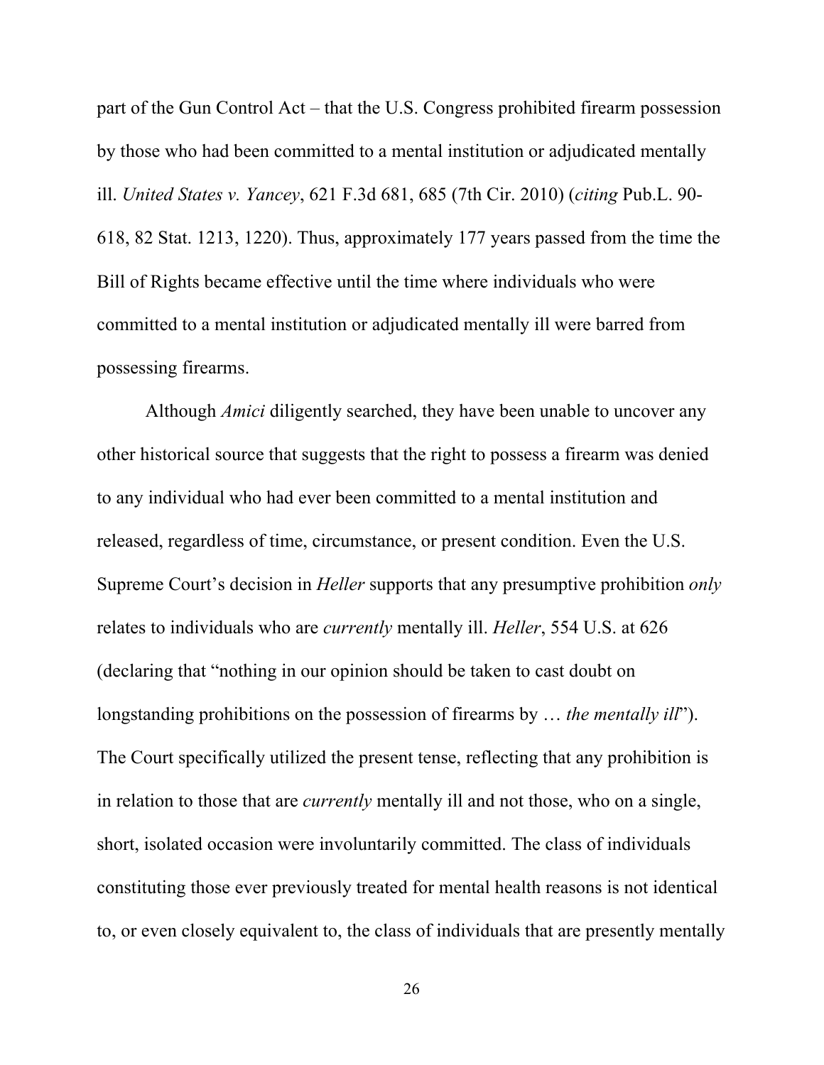part of the Gun Control Act – that the U.S. Congress prohibited firearm possession by those who had been committed to a mental institution or adjudicated mentally ill. *United States v. Yancey*, 621 F.3d 681, 685 (7th Cir. 2010) (*citing* Pub.L. 90-618, 82 Stat. 1213, 1220). Thus, approximately 177 years passed from the time the Bill of Rights became effective until the time where individuals who were committed to a mental institution or adjudicated mentally ill were barred from possessing firearms.

Although *Amici* diligently searched, they have been unable to uncover any other historical source that suggests that the right to possess a firearm was denied to any individual who had ever been committed to a mental institution and released, regardless of time, circumstance, or present condition. Even the U.S. Supreme Court's decision in *Heller* supports that any presumptive prohibition *only* relates to individuals who are *currently* mentally ill. *Heller*, 554 U.S. at 626 (declaring that "nothing in our opinion should be taken to cast doubt on longstanding prohibitions on the possession of firearms by … *the mentally ill*"). The Court specifically utilized the present tense, reflecting that any prohibition is in relation to those that are *currently* mentally ill and not those, who on a single, short, isolated occasion were involuntarily committed. The class of individuals constituting those ever previously treated for mental health reasons is not identical to, or even closely equivalent to, the class of individuals that are presently mentally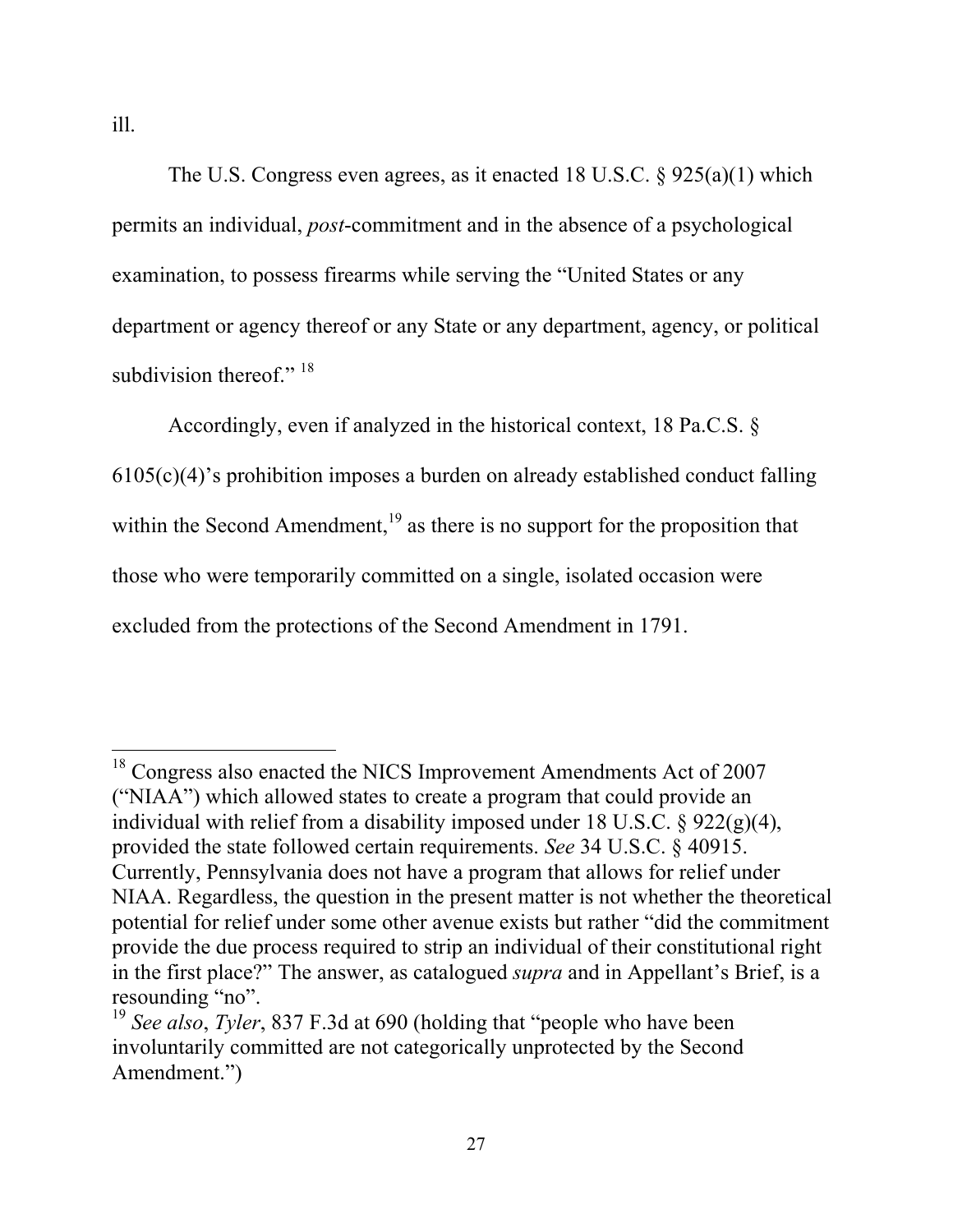ill.

The U.S. Congress even agrees, as it enacted 18 U.S.C. § 925(a)(1) which permits an individual, *post*-commitment and in the absence of a psychological examination, to possess firearms while serving the "United States or any department or agency thereof or any State or any department, agency, or political subdivision thereof." [18]

Accordingly, even if analyzed in the historical context, 18 Pa.C.S. § 6105(c)(4)'s prohibition imposes a burden on already established conduct falling within the Second Amendment,[19] as there is no support for the proposition that those who were temporarily committed on a single, isolated occasion were excluded from the protections of the Second Amendment in 1791.

---

[18] Congress also enacted the NICS Improvement Amendments Act of 2007 ("NIAA") which allowed states to create a program that could provide an individual with relief from a disability imposed under 18 U.S.C. § 922(g)(4), provided the state followed certain requirements. *See* 34 U.S.C. § 40915. Currently, Pennsylvania does not have a program that allows for relief under NIAA. Regardless, the question in the present matter is not whether the theoretical potential for relief under some other avenue exists but rather "did the commitment provide the due process required to strip an individual of their constitutional right in the first place?" The answer, as catalogued *supra* and in Appellant's Brief, is a resounding "no".

[19] *See also*, *Tyler*, 837 F.3d at 690 (holding that "people who have been involuntarily committed are not categorically unprotected by the Second Amendment.")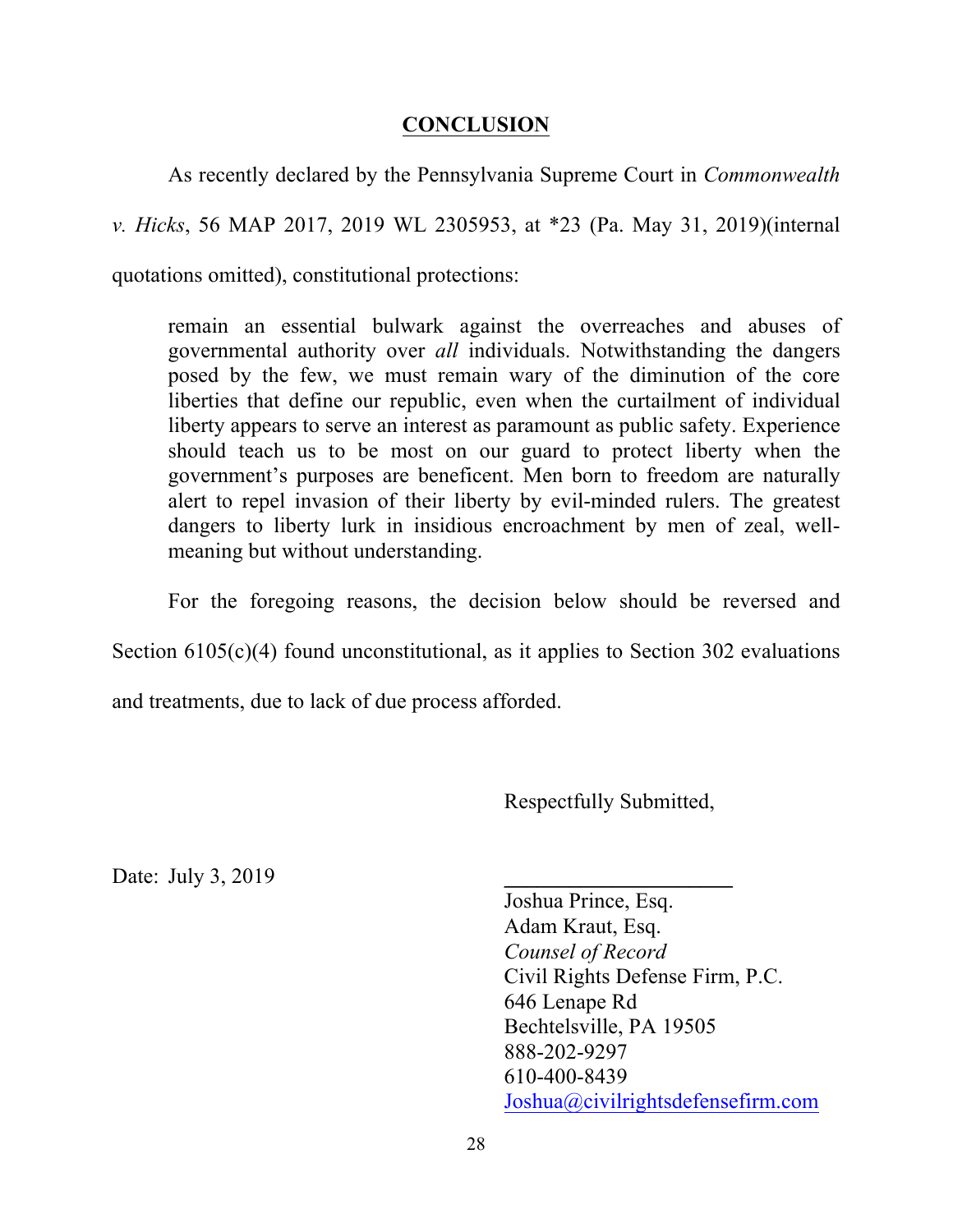## CONCLUSION

As recently declared by the Pennsylvania Supreme Court in *Commonwealth v. Hicks*, 56 MAP 2017, 2019 WL 2305953, at *23 (Pa. May 31, 2019)(internal quotations omitted), constitutional protections:

> remain an essential bulwark against the overreaches and abuses of governmental authority over *all* individuals. Notwithstanding the dangers posed by the few, we must remain wary of the diminution of the core liberties that define our republic, even when the curtailment of individual liberty appears to serve an interest as paramount as public safety. Experience should teach us to be most on our guard to protect liberty when the government's purposes are beneficent. Men born to freedom are naturally alert to repel invasion of their liberty by evil-minded rulers. The greatest dangers to liberty lurk in insidious encroachment by men of zeal, well-meaning but without understanding.

For the foregoing reasons, the decision below should be reversed and Section 6105(c)(4) found unconstitutional, as it applies to Section 302 evaluations and treatments, due to lack of due process afforded.

Respectfully Submitted,

Date: July 3, 2019

\_\_\_\_\_\_\_\_\_\_\_\_\_\_\_\_\_\_\_\_\_\_
Joshua Prince, Esq.
Adam Kraut, Esq.
*Counsel of Record*
Civil Rights Defense Firm, P.C.
646 Lenape Rd
Bechtelsville, PA 19505
888-202-9297
610-400-8439
Joshua@civilrightsdefensefirm.com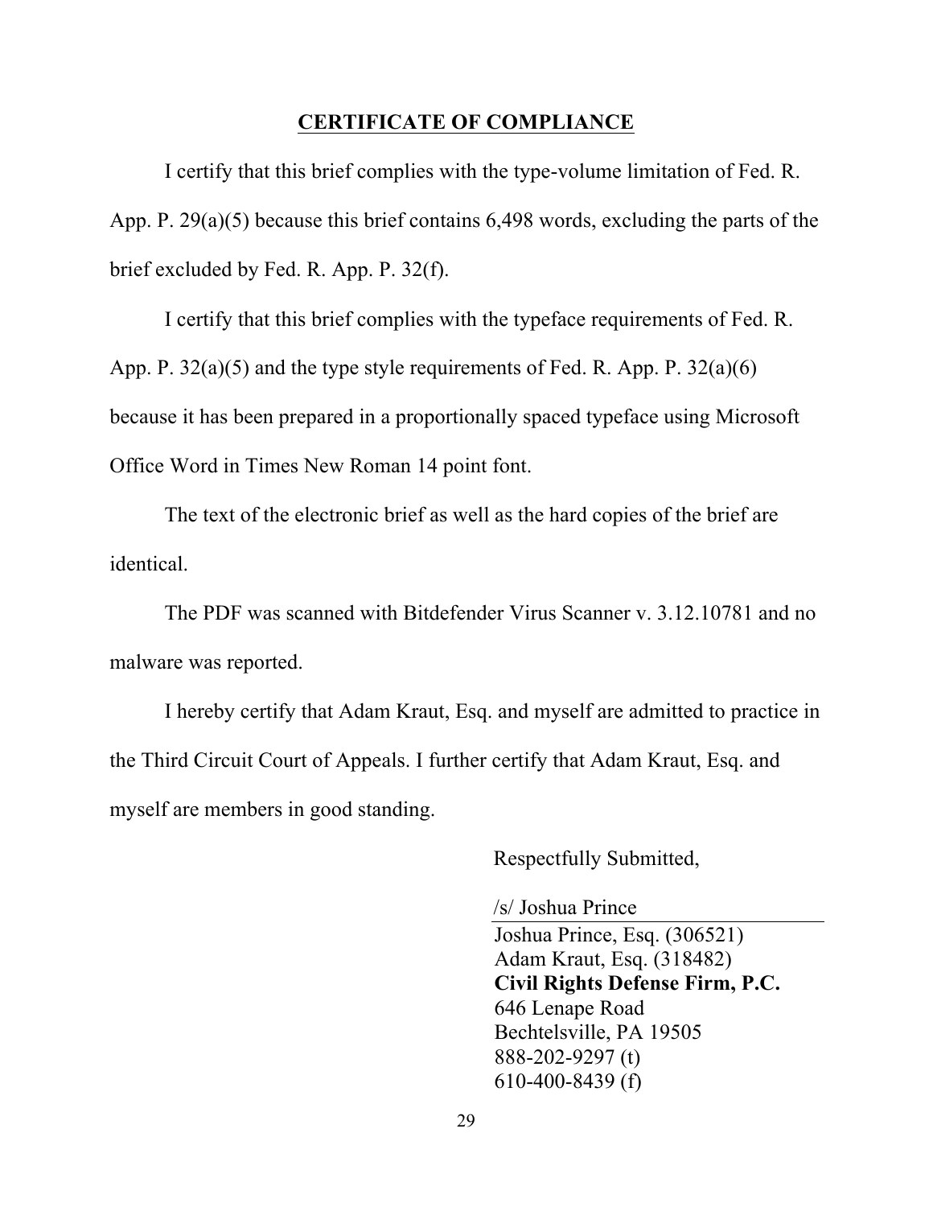## CERTIFICATE OF COMPLIANCE

I certify that this brief complies with the type-volume limitation of Fed. R. App. P. 29(a)(5) because this brief contains 6,498 words, excluding the parts of the brief excluded by Fed. R. App. P. 32(f).

I certify that this brief complies with the typeface requirements of Fed. R. App. P. 32(a)(5) and the type style requirements of Fed. R. App. P. 32(a)(6) because it has been prepared in a proportionally spaced typeface using Microsoft Office Word in Times New Roman 14 point font.

The text of the electronic brief as well as the hard copies of the brief are identical.

The PDF was scanned with Bitdefender Virus Scanner v. 3.12.10781 and no malware was reported.

I hereby certify that Adam Kraut, Esq. and myself are admitted to practice in the Third Circuit Court of Appeals. I further certify that Adam Kraut, Esq. and myself are members in good standing.

Respectfully Submitted,

/s/ Joshua Prince

Joshua Prince, Esq. (306521)
Adam Kraut, Esq. (318482)
**Civil Rights Defense Firm, P.C.**
646 Lenape Road
Bechtelsville, PA 19505
888-202-9297 (t)
610-400-8439 (f)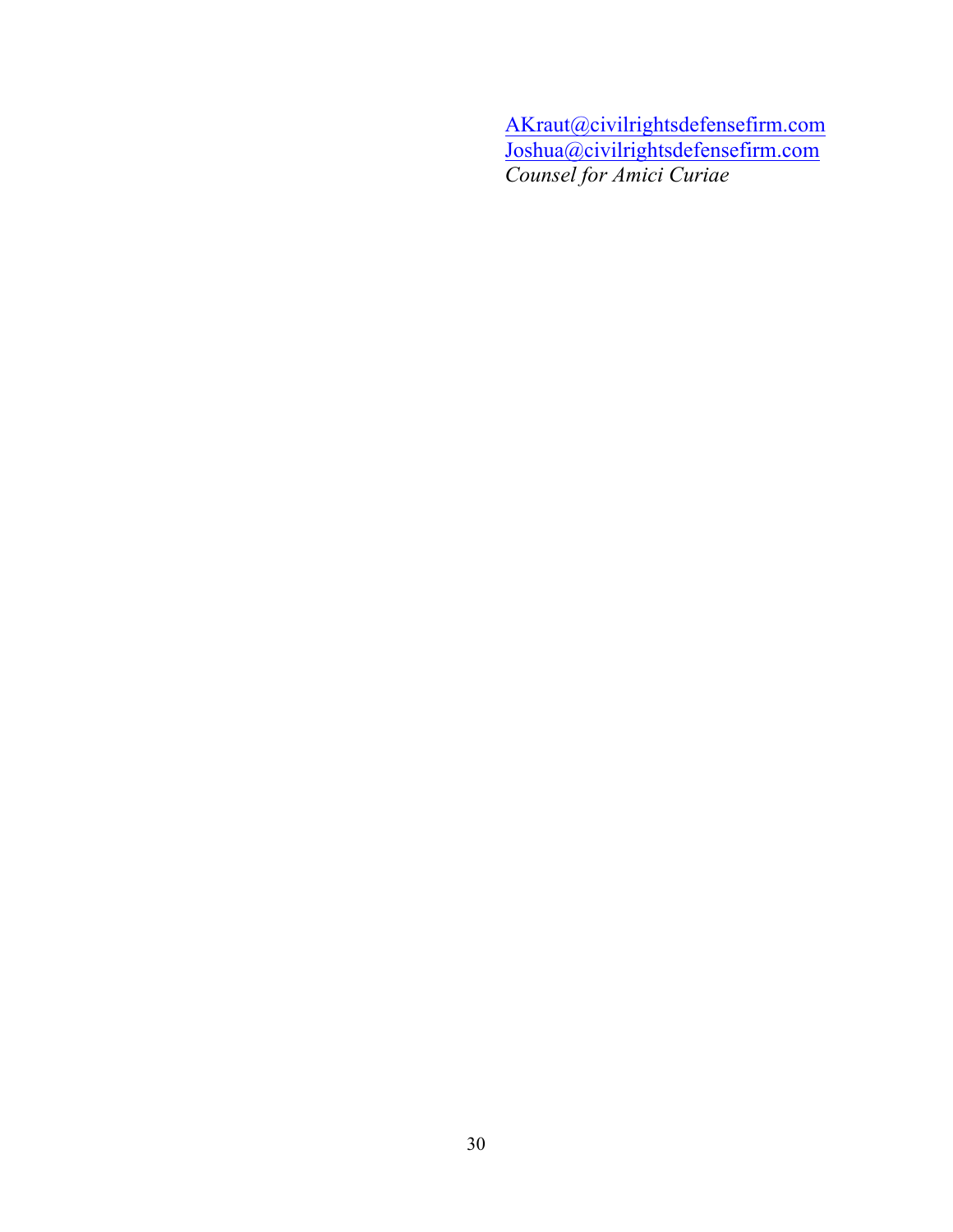AKraut@civilrightsdefensefirm.com
Joshua@civilrightsdefensefirm.com
*Counsel for Amici Curiae*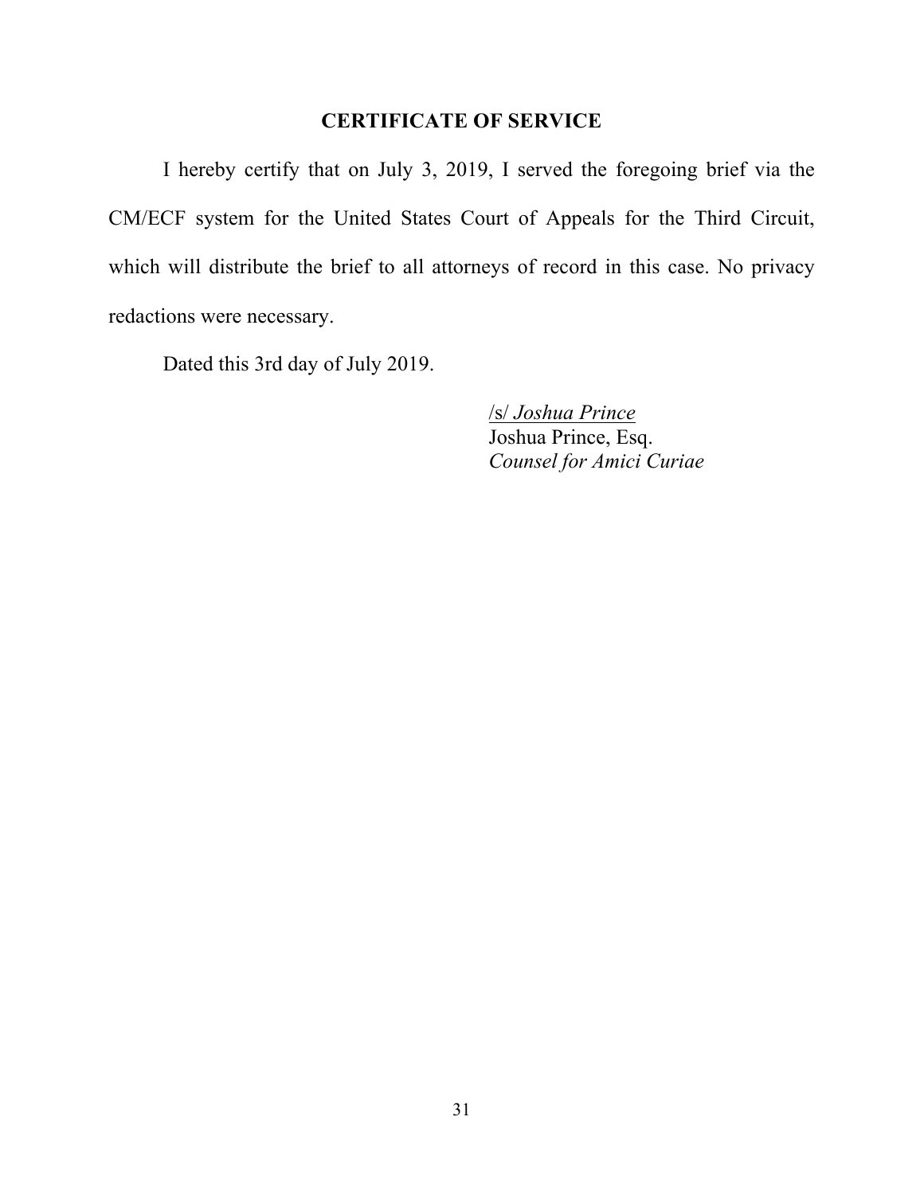## CERTIFICATE OF SERVICE

I hereby certify that on July 3, 2019, I served the foregoing brief via the CM/ECF system for the United States Court of Appeals for the Third Circuit, which will distribute the brief to all attorneys of record in this case. No privacy redactions were necessary.

Dated this 3rd day of July 2019.

/s/ *Joshua Prince*
Joshua Prince, Esq.
*Counsel for Amici Curiae*